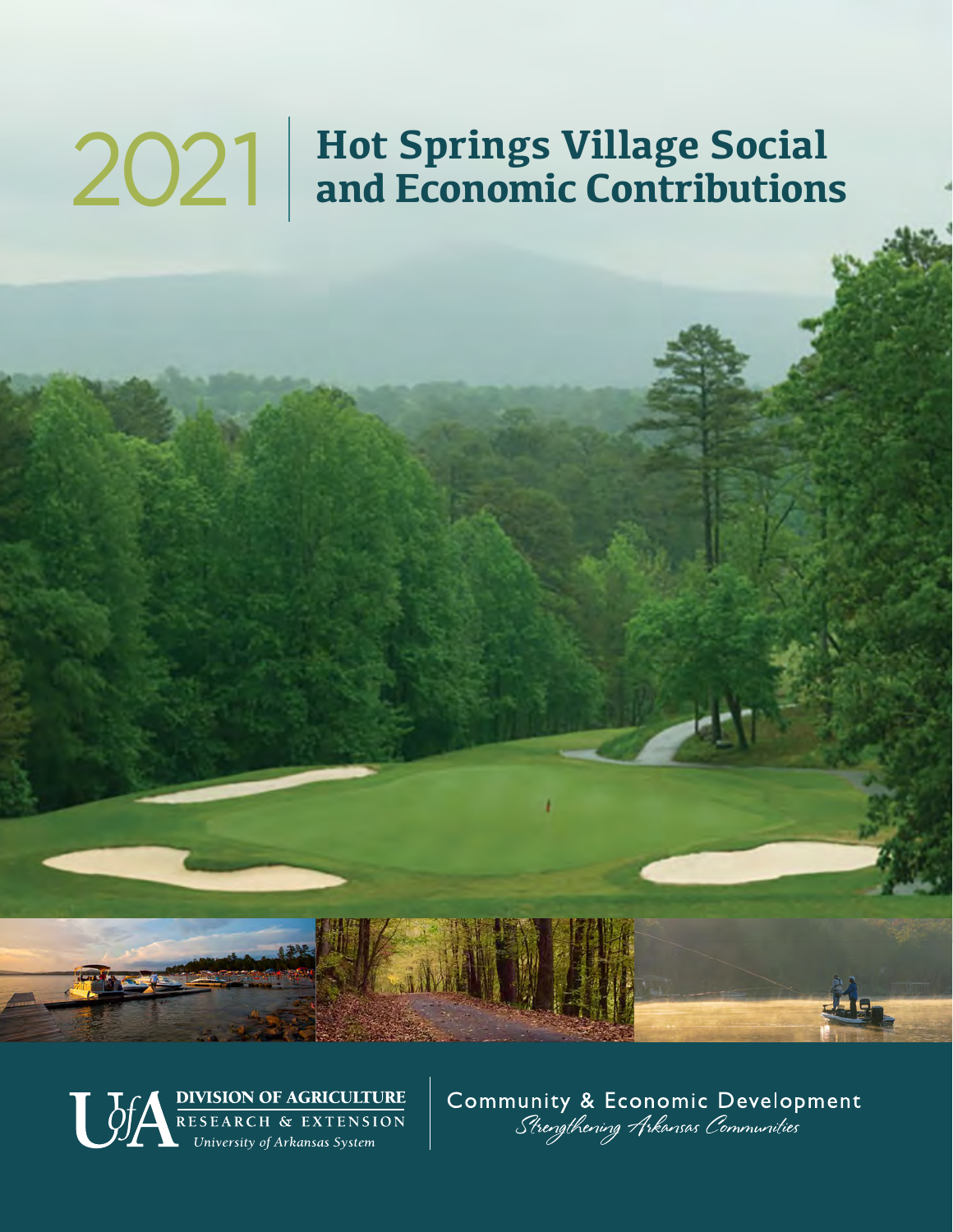# 2021 Hot Springs Village Social and Economic Contributions

DIVISION OF AGRICULTURE
RESEARCH & EXTENSION
*University of Arkansas System*

Community & Economic Development
*Strengthening Arkansas Communities*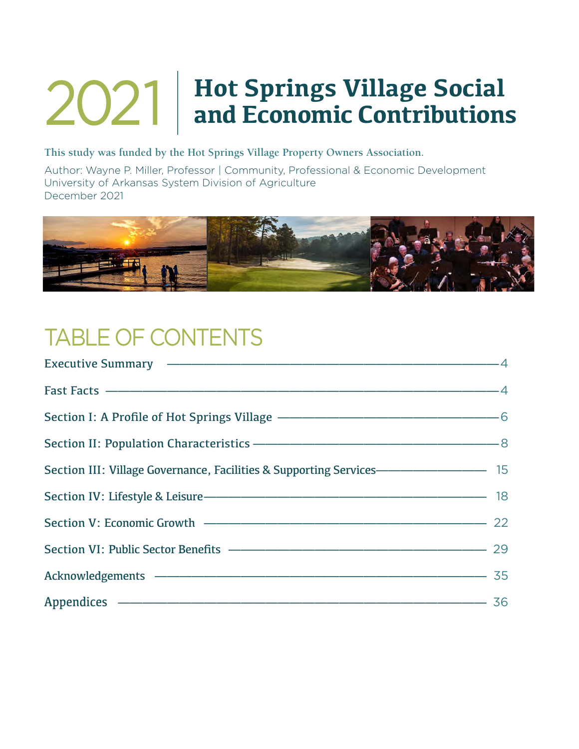# 2021 | Hot Springs Village Social and Economic Contributions

**This study was funded by the Hot Springs Village Property Owners Association.**

Author: Wayne P. Miller, Professor | Community, Professional & Economic Development
University of Arkansas System Division of Agriculture
December 2021

## TABLE OF CONTENTS

Executive Summary —— 4

Fast Facts —— 4

Section I: A Profile of Hot Springs Village —— 6

Section II: Population Characteristics —— 8

Section III: Village Governance, Facilities & Supporting Services —— 15

Section IV: Lifestyle & Leisure —— 18

Section V: Economic Growth —— 22

Section VI: Public Sector Benefits —— 29

Acknowledgements —— 35

Appendices —— 36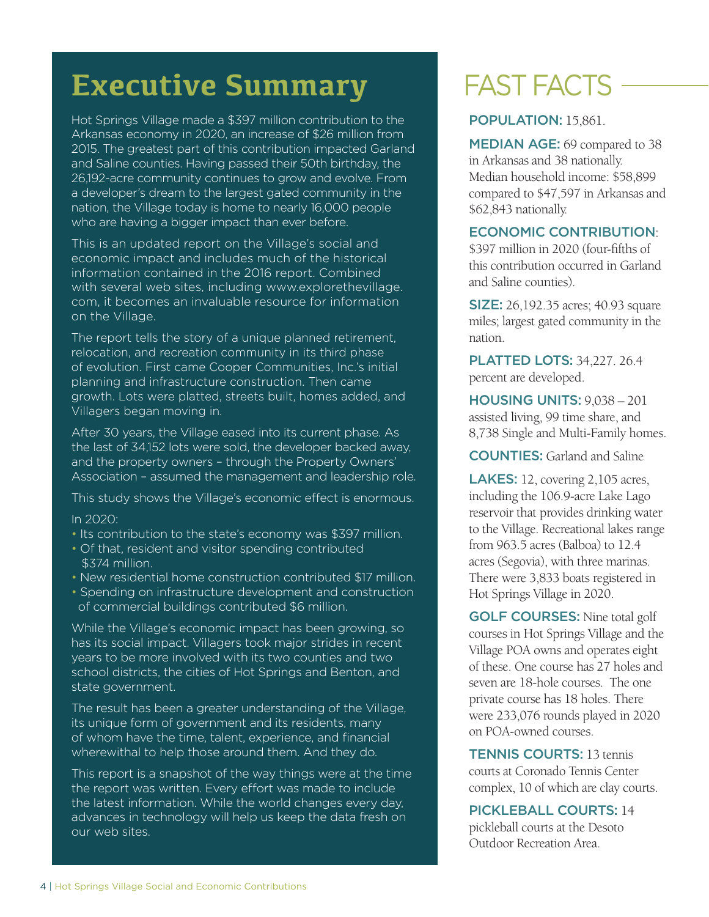# Executive Summary

Hot Springs Village made a $397 million contribution to the Arkansas economy in 2020, an increase of $26 million from 2015. The greatest part of this contribution impacted Garland and Saline counties. Having passed their 50th birthday, the 26,192-acre community continues to grow and evolve. From a developer's dream to the largest gated community in the nation, the Village today is home to nearly 16,000 people who are having a bigger impact than ever before.

This is an updated report on the Village's social and economic impact and includes much of the historical information contained in the 2016 report. Combined with several web sites, including www.explorethevillage.com, it becomes an invaluable resource for information on the Village.

The report tells the story of a unique planned retirement, relocation, and recreation community in its third phase of evolution. First came Cooper Communities, Inc.'s initial planning and infrastructure construction. Then came growth. Lots were platted, streets built, homes added, and Villagers began moving in.

After 30 years, the Village eased into its current phase. As the last of 34,152 lots were sold, the developer backed away, and the property owners – through the Property Owners' Association – assumed the management and leadership role.

This study shows the Village's economic effect is enormous.

In 2020:

- Its contribution to the state's economy was $397 million.
- Of that, resident and visitor spending contributed $374 million.
- New residential home construction contributed $17 million.
- Spending on infrastructure development and construction of commercial buildings contributed $6 million.

While the Village's economic impact has been growing, so has its social impact. Villagers took major strides in recent years to be more involved with its two counties and two school districts, the cities of Hot Springs and Benton, and state government.

The result has been a greater understanding of the Village, its unique form of government and its residents, many of whom have the time, talent, experience, and financial wherewithal to help those around them. And they do.

This report is a snapshot of the way things were at the time the report was written. Every effort was made to include the latest information. While the world changes every day, advances in technology will help us keep the data fresh on our web sites.

# FAST FACTS

**POPULATION:** 15,861.

**MEDIAN AGE:** 69 compared to 38 in Arkansas and 38 nationally. Median household income: $58,899 compared to $47,597 in Arkansas and $62,843 nationally.

**ECONOMIC CONTRIBUTION**: $397 million in 2020 (four-fifths of this contribution occurred in Garland and Saline counties).

**SIZE:** 26,192.35 acres; 40.93 square miles; largest gated community in the nation.

**PLATTED LOTS:** 34,227. 26.4 percent are developed.

**HOUSING UNITS:** 9,038 – 201 assisted living, 99 time share, and 8,738 Single and Multi-Family homes.

**COUNTIES:** Garland and Saline

**LAKES:** 12, covering 2,105 acres, including the 106.9-acre Lake Lago reservoir that provides drinking water to the Village. Recreational lakes range from 963.5 acres (Balboa) to 12.4 acres (Segovia), with three marinas. There were 3,833 boats registered in Hot Springs Village in 2020.

**GOLF COURSES:** Nine total golf courses in Hot Springs Village and the Village POA owns and operates eight of these. One course has 27 holes and seven are 18-hole courses. The one private course has 18 holes. There were 233,076 rounds played in 2020 on POA-owned courses.

**TENNIS COURTS:** 13 tennis courts at Coronado Tennis Center complex, 10 of which are clay courts.

**PICKLEBALL COURTS:** 14 pickleball courts at the Desoto Outdoor Recreation Area.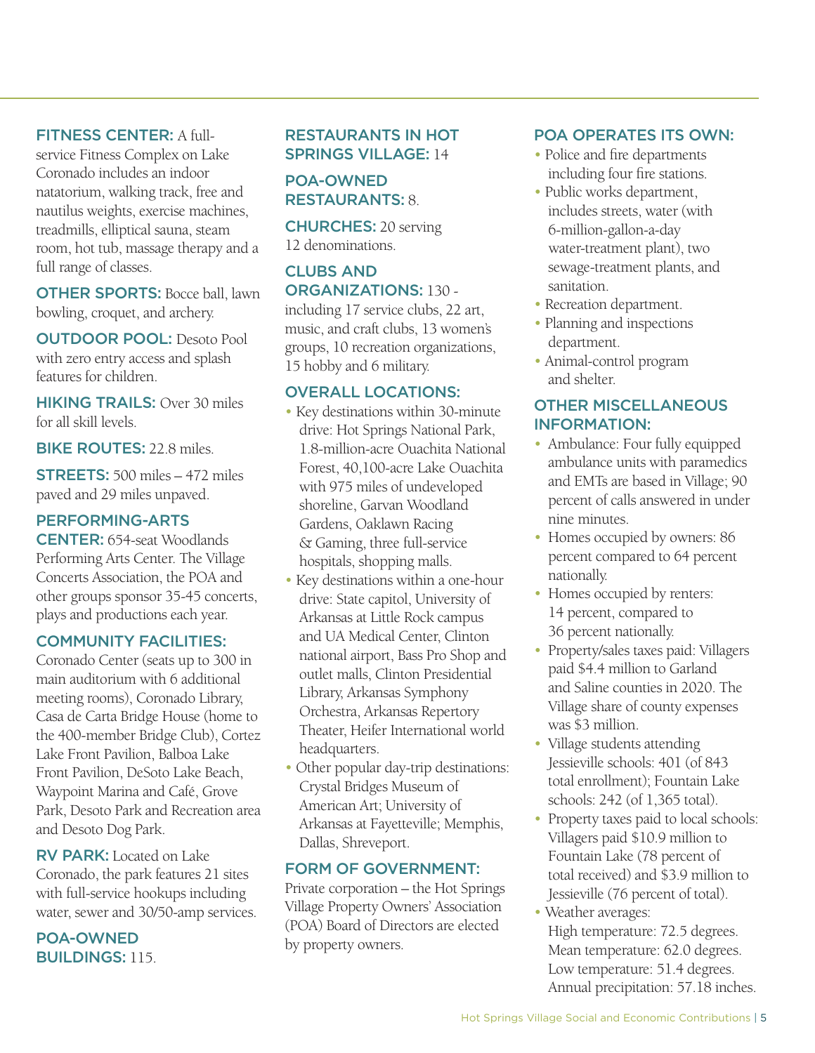**FITNESS CENTER:** A full-service Fitness Complex on Lake Coronado includes an indoor natatorium, walking track, free and nautilus weights, exercise machines, treadmills, elliptical sauna, steam room, hot tub, massage therapy and a full range of classes.

**OTHER SPORTS:** Bocce ball, lawn bowling, croquet, and archery.

**OUTDOOR POOL:** Desoto Pool with zero entry access and splash features for children.

**HIKING TRAILS:** Over 30 miles for all skill levels.

**BIKE ROUTES:** 22.8 miles.

**STREETS:** 500 miles – 472 miles paved and 29 miles unpaved.

**PERFORMING-ARTS CENTER:** 654-seat Woodlands Performing Arts Center. The Village Concerts Association, the POA and other groups sponsor 35-45 concerts, plays and productions each year.

**COMMUNITY FACILITIES:** Coronado Center (seats up to 300 in main auditorium with 6 additional meeting rooms), Coronado Library, Casa de Carta Bridge House (home to the 400-member Bridge Club), Cortez Lake Front Pavilion, Balboa Lake Front Pavilion, DeSoto Lake Beach, Waypoint Marina and Café, Grove Park, Desoto Park and Recreation area and Desoto Dog Park.

**RV PARK:** Located on Lake Coronado, the park features 21 sites with full-service hookups including water, sewer and 30/50-amp services.

**POA-OWNED BUILDINGS:** 115.

**RESTAURANTS IN HOT SPRINGS VILLAGE:** 14

**POA-OWNED RESTAURANTS:** 8.

**CHURCHES:** 20 serving 12 denominations.

**CLUBS AND ORGANIZATIONS:** 130 - including 17 service clubs, 22 art, music, and craft clubs, 13 women's groups, 10 recreation organizations, 15 hobby and 6 military.

**OVERALL LOCATIONS:**

- Key destinations within 30-minute drive: Hot Springs National Park, 1.8-million-acre Ouachita National Forest, 40,100-acre Lake Ouachita with 975 miles of undeveloped shoreline, Garvan Woodland Gardens, Oaklawn Racing & Gaming, three full-service hospitals, shopping malls.
- Key destinations within a one-hour drive: State capitol, University of Arkansas at Little Rock campus and UA Medical Center, Clinton national airport, Bass Pro Shop and outlet malls, Clinton Presidential Library, Arkansas Symphony Orchestra, Arkansas Repertory Theater, Heifer International world headquarters.
- Other popular day-trip destinations: Crystal Bridges Museum of American Art; University of Arkansas at Fayetteville; Memphis, Dallas, Shreveport.

**FORM OF GOVERNMENT:** Private corporation – the Hot Springs Village Property Owners' Association (POA) Board of Directors are elected by property owners.

**POA OPERATES ITS OWN:**

- Police and fire departments including four fire stations.
- Public works department, includes streets, water (with 6-million-gallon-a-day water-treatment plant), two sewage-treatment plants, and sanitation.
- Recreation department.
- Planning and inspections department.
- Animal-control program and shelter.

**OTHER MISCELLANEOUS INFORMATION:**

- Ambulance: Four fully equipped ambulance units with paramedics and EMTs are based in Village; 90 percent of calls answered in under nine minutes.
- Homes occupied by owners: 86 percent compared to 64 percent nationally.
- Homes occupied by renters: 14 percent, compared to 36 percent nationally.
- Property/sales taxes paid: Villagers paid $4.4 million to Garland and Saline counties in 2020. The Village share of county expenses was $3 million.
- Village students attending Jessieville schools: 401 (of 843 total enrollment); Fountain Lake schools: 242 (of 1,365 total).
- Property taxes paid to local schools: Villagers paid $10.9 million to Fountain Lake (78 percent of total received) and $3.9 million to Jessieville (76 percent of total).
- Weather averages:
  High temperature: 72.5 degrees.
  Mean temperature: 62.0 degrees.
  Low temperature: 51.4 degrees.
  Annual precipitation: 57.18 inches.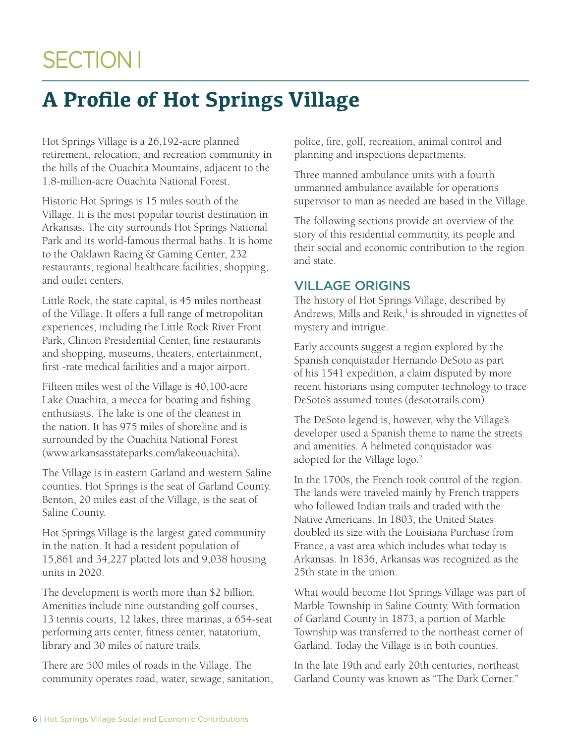# SECTION I

## A Profile of Hot Springs Village

Hot Springs Village is a 26,192-acre planned retirement, relocation, and recreation community in the hills of the Ouachita Mountains, adjacent to the 1.8-million-acre Ouachita National Forest.

Historic Hot Springs is 15 miles south of the Village. It is the most popular tourist destination in Arkansas. The city surrounds Hot Springs National Park and its world-famous thermal baths. It is home to the Oaklawn Racing & Gaming Center, 232 restaurants, regional healthcare facilities, shopping, and outlet centers.

Little Rock, the state capital, is 45 miles northeast of the Village. It offers a full range of metropolitan experiences, including the Little Rock River Front Park, Clinton Presidential Center, fine restaurants and shopping, museums, theaters, entertainment, first -rate medical facilities and a major airport.

Fifteen miles west of the Village is 40,100-acre Lake Ouachita, a mecca for boating and fishing enthusiasts. The lake is one of the cleanest in the nation. It has 975 miles of shoreline and is surrounded by the Ouachita National Forest (www.arkansasstateparks.com/lakeouachita).

The Village is in eastern Garland and western Saline counties. Hot Springs is the seat of Garland County. Benton, 20 miles east of the Village, is the seat of Saline County.

Hot Springs Village is the largest gated community in the nation. It had a resident population of 15,861 and 34,227 platted lots and 9,038 housing units in 2020.

The development is worth more than $2 billion. Amenities include nine outstanding golf courses, 13 tennis courts, 12 lakes, three marinas, a 654-seat performing arts center, fitness center, natatorium, library and 30 miles of nature trails.

There are 500 miles of roads in the Village. The community operates road, water, sewage, sanitation, police, fire, golf, recreation, animal control and planning and inspections departments.

Three manned ambulance units with a fourth unmanned ambulance available for operations supervisor to man as needed are based in the Village.

The following sections provide an overview of the story of this residential community, its people and their social and economic contribution to the region and state.

### VILLAGE ORIGINS

The history of Hot Springs Village, described by Andrews, Mills and Reik,[1] is shrouded in vignettes of mystery and intrigue.

Early accounts suggest a region explored by the Spanish conquistador Hernando DeSoto as part of his 1541 expedition, a claim disputed by more recent historians using computer technology to trace DeSoto's assumed routes (desototrails.com).

The DeSoto legend is, however, why the Village's developer used a Spanish theme to name the streets and amenities. A helmeted conquistador was adopted for the Village logo.[2]

In the 1700s, the French took control of the region. The lands were traveled mainly by French trappers who followed Indian trails and traded with the Native Americans. In 1803, the United States doubled its size with the Louisiana Purchase from France, a vast area which includes what today is Arkansas. In 1836, Arkansas was recognized as the 25th state in the union.

What would become Hot Springs Village was part of Marble Township in Saline County. With formation of Garland County in 1873, a portion of Marble Township was transferred to the northeast corner of Garland. Today the Village is in both counties.

In the late 19th and early 20th centuries, northeast Garland County was known as "The Dark Corner."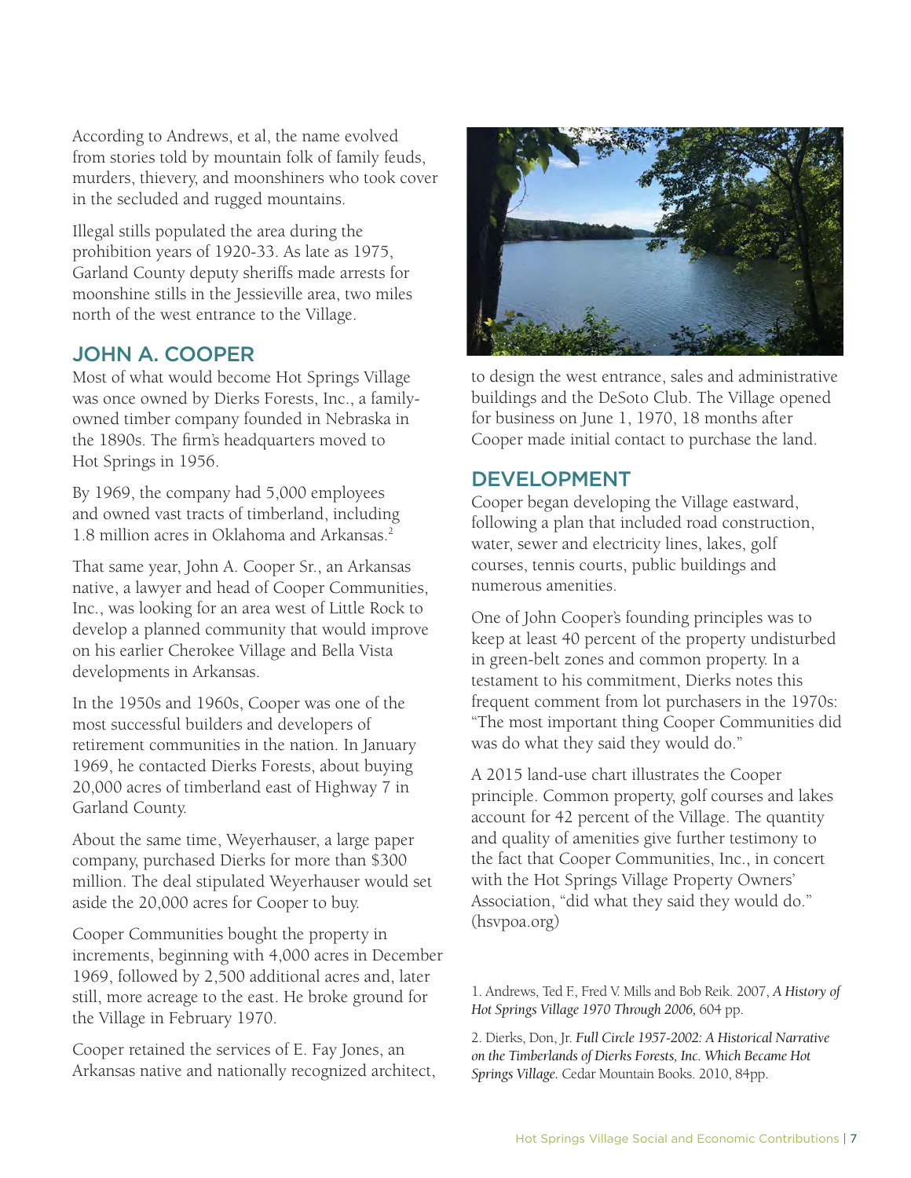According to Andrews, et al, the name evolved from stories told by mountain folk of family feuds, murders, thievery, and moonshiners who took cover in the secluded and rugged mountains.

Illegal stills populated the area during the prohibition years of 1920-33. As late as 1975, Garland County deputy sheriffs made arrests for moonshine stills in the Jessieville area, two miles north of the west entrance to the Village.

## JOHN A. COOPER

Most of what would become Hot Springs Village was once owned by Dierks Forests, Inc., a family-owned timber company founded in Nebraska in the 1890s. The firm's headquarters moved to Hot Springs in 1956.

By 1969, the company had 5,000 employees and owned vast tracts of timberland, including 1.8 million acres in Oklahoma and Arkansas.[2]

That same year, John A. Cooper Sr., an Arkansas native, a lawyer and head of Cooper Communities, Inc., was looking for an area west of Little Rock to develop a planned community that would improve on his earlier Cherokee Village and Bella Vista developments in Arkansas.

In the 1950s and 1960s, Cooper was one of the most successful builders and developers of retirement communities in the nation. In January 1969, he contacted Dierks Forests, about buying 20,000 acres of timberland east of Highway 7 in Garland County.

About the same time, Weyerhauser, a large paper company, purchased Dierks for more than $300 million. The deal stipulated Weyerhauser would set aside the 20,000 acres for Cooper to buy.

Cooper Communities bought the property in increments, beginning with 4,000 acres in December 1969, followed by 2,500 additional acres and, later still, more acreage to the east. He broke ground for the Village in February 1970.

Cooper retained the services of E. Fay Jones, an Arkansas native and nationally recognized architect, to design the west entrance, sales and administrative buildings and the DeSoto Club. The Village opened for business on June 1, 1970, 18 months after Cooper made initial contact to purchase the land.

## DEVELOPMENT

Cooper began developing the Village eastward, following a plan that included road construction, water, sewer and electricity lines, lakes, golf courses, tennis courts, public buildings and numerous amenities.

One of John Cooper's founding principles was to keep at least 40 percent of the property undisturbed in green-belt zones and common property. In a testament to his commitment, Dierks notes this frequent comment from lot purchasers in the 1970s: "The most important thing Cooper Communities did was do what they said they would do."

A 2015 land-use chart illustrates the Cooper principle. Common property, golf courses and lakes account for 42 percent of the Village. The quantity and quality of amenities give further testimony to the fact that Cooper Communities, Inc., in concert with the Hot Springs Village Property Owners' Association, "did what they said they would do." (hsvpoa.org)

1. Andrews, Ted F., Fred V. Mills and Bob Reik. 2007, *A History of Hot Springs Village 1970 Through 2006,* 604 pp.

2. Dierks, Don, Jr. *Full Circle 1957-2002: A Historical Narrative on the Timberlands of Dierks Forests, Inc. Which Became Hot Springs Village.* Cedar Mountain Books. 2010, 84pp.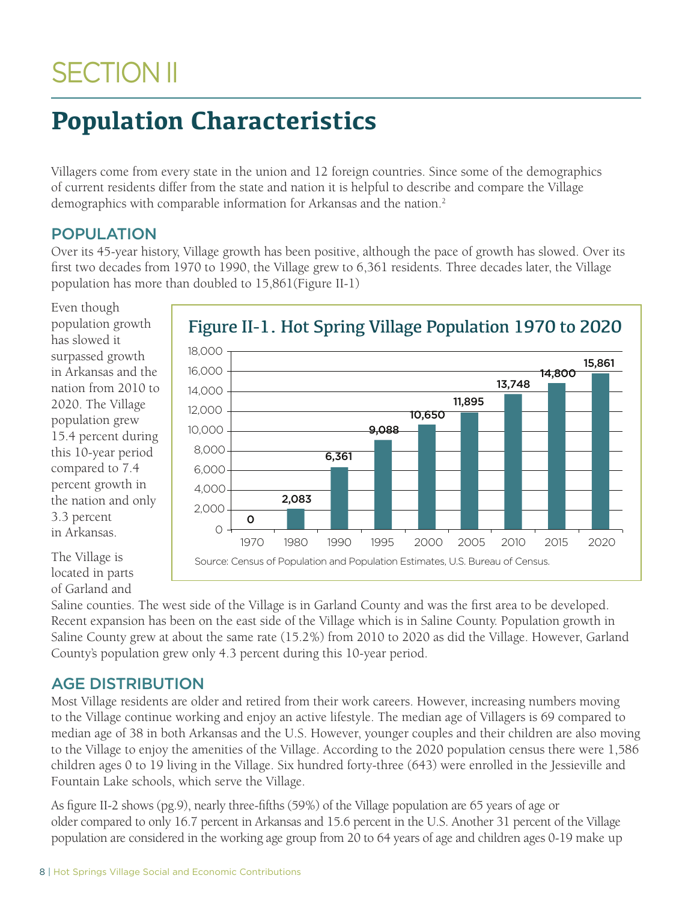# SECTION II

## Population Characteristics

Villagers come from every state in the union and 12 foreign countries. Since some of the demographics of current residents differ from the state and nation it is helpful to describe and compare the Village demographics with comparable information for Arkansas and the nation.[2]

### POPULATION

Over its 45-year history, Village growth has been positive, although the pace of growth has slowed. Over its first two decades from 1970 to 1990, the Village grew to 6,361 residents. Three decades later, the Village population has more than doubled to 15,861(Figure II-1)

Even though population growth has slowed it surpassed growth in Arkansas and the nation from 2010 to 2020. The Village population grew 15.4 percent during this 10-year period compared to 7.4 percent growth in the nation and only 3.3 percent in Arkansas.

**Figure II-1. Hot Spring Village Population 1970 to 2020**

| Year | Population |
|---|---|
| 1970 | 0 |
| 1980 | 2,083 |
| 1990 | 6,361 |
| 1995 | 9,088 |
| 2000 | 10,650 |
| 2005 | 11,895 |
| 2010 | 13,748 |
| 2015 | 14,800 |
| 2020 | 15,861 |

Source: Census of Population and Population Estimates, U.S. Bureau of Census.

The Village is located in parts of Garland and Saline counties. The west side of the Village is in Garland County and was the first area to be developed. Recent expansion has been on the east side of the Village which is in Saline County. Population growth in Saline County grew at about the same rate (15.2%) from 2010 to 2020 as did the Village. However, Garland County's population grew only 4.3 percent during this 10-year period.

### AGE DISTRIBUTION

Most Village residents are older and retired from their work careers. However, increasing numbers moving to the Village continue working and enjoy an active lifestyle. The median age of Villagers is 69 compared to median age of 38 in both Arkansas and the U.S. However, younger couples and their children are also moving to the Village to enjoy the amenities of the Village. According to the 2020 population census there were 1,586 children ages 0 to 19 living in the Village. Six hundred forty-three (643) were enrolled in the Jessieville and Fountain Lake schools, which serve the Village.

As figure II-2 shows (pg.9), nearly three-fifths (59%) of the Village population are 65 years of age or older compared to only 16.7 percent in Arkansas and 15.6 percent in the U.S. Another 31 percent of the Village population are considered in the working age group from 20 to 64 years of age and children ages 0-19 make up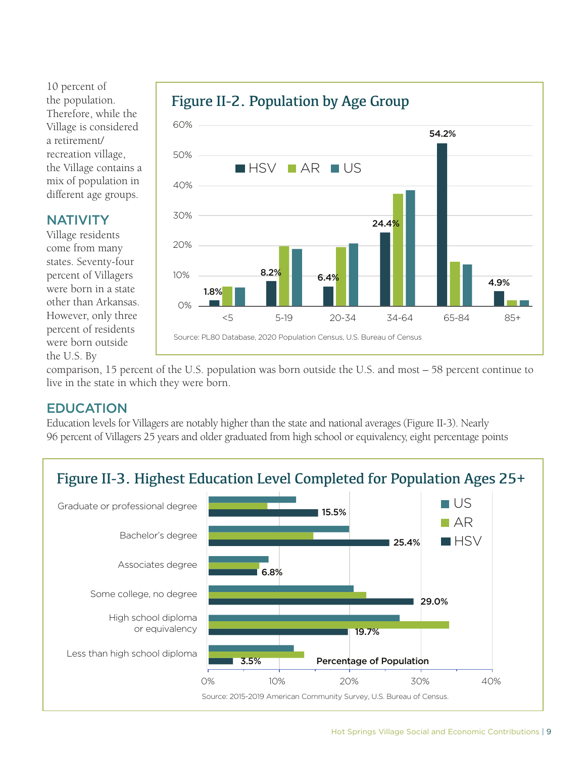10 percent of the population. Therefore, while the Village is considered a retirement/recreation village, the Village contains a mix of population in different age groups.

## NATIVITY

Village residents come from many states. Seventy-four percent of Villagers were born in a state other than Arkansas. However, only three percent of residents were born outside the U.S. By comparison, 15 percent of the U.S. population was born outside the U.S. and most – 58 percent continue to live in the state in which they were born.

**Figure II-2. Population by Age Group**

| Age Group | HSV |
|---|---|
| <5 | 1.8% |
| 5-19 | 8.2% |
| 20-34 | 6.4% |
| 34-64 | 24.4% |
| 65-84 | 54.2% |
| 85+ | 4.9% |

Source: PL80 Database, 2020 Population Census, U.S. Bureau of Census

## EDUCATION

Education levels for Villagers are notably higher than the state and national averages (Figure II-3). Nearly 96 percent of Villagers 25 years and older graduated from high school or equivalency, eight percentage points

**Figure II-3. Highest Education Level Completed for Population Ages 25+**

| Education Level | HSV |
|---|---|
| Graduate or professional degree | 15.5% |
| Bachelor's degree | 25.4% |
| Associates degree | 6.8% |
| Some college, no degree | 29.0% |
| High school diploma or equivalency | 19.7% |
| Less than high school diploma | 3.5% |

Percentage of Population

Source: 2015-2019 American Community Survey, U.S. Bureau of Census.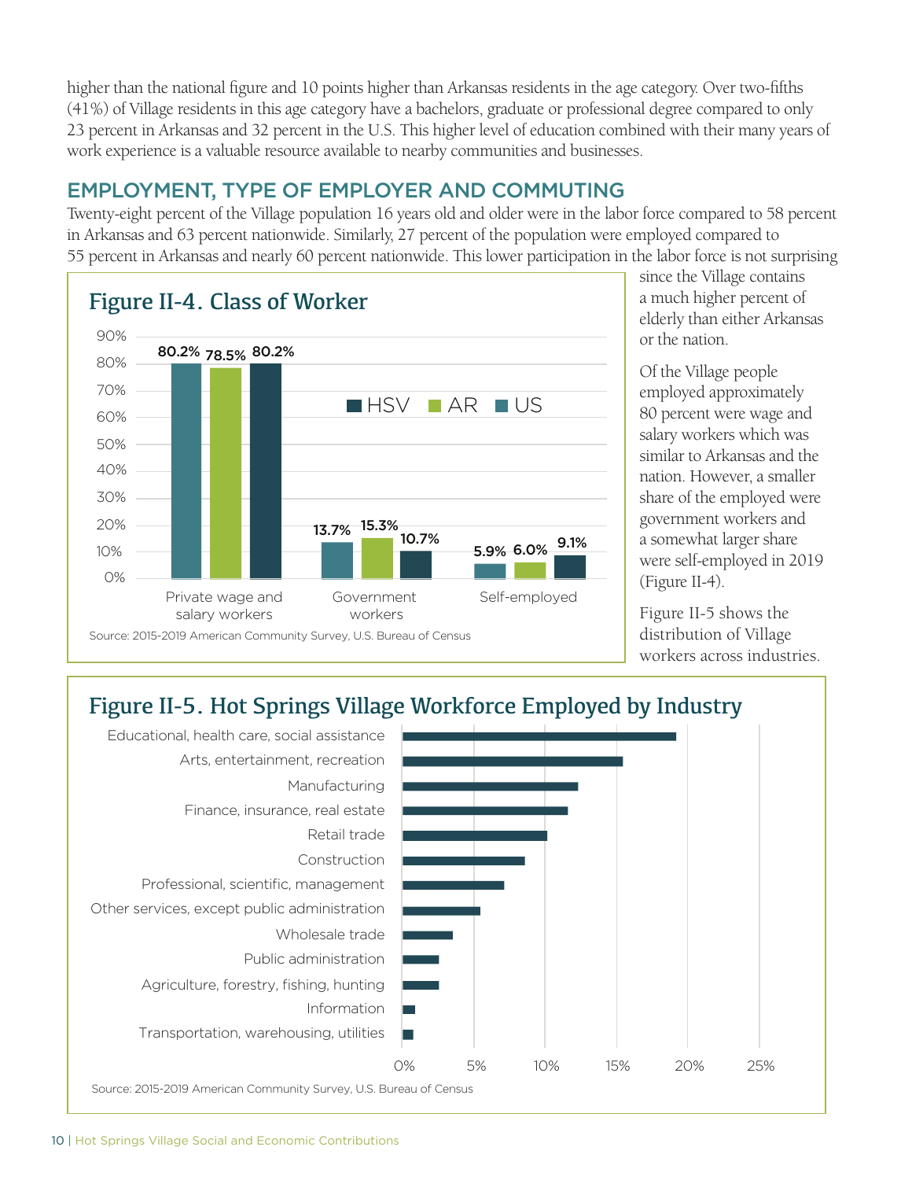higher than the national figure and 10 points higher than Arkansas residents in the age category. Over two-fifths (41%) of Village residents in this age category have a bachelors, graduate or professional degree compared to only 23 percent in Arkansas and 32 percent in the U.S. This higher level of education combined with their many years of work experience is a valuable resource available to nearby communities and businesses.

## EMPLOYMENT, TYPE OF EMPLOYER AND COMMUTING

Twenty-eight percent of the Village population 16 years old and older were in the labor force compared to 58 percent in Arkansas and 63 percent nationwide. Similarly, 27 percent of the population were employed compared to 55 percent in Arkansas and nearly 60 percent nationwide. This lower participation in the labor force is not surprising since the Village contains a much higher percent of elderly than either Arkansas or the nation.

Of the Village people employed approximately 80 percent were wage and salary workers which was similar to Arkansas and the nation. However, a smaller share of the employed were government workers and a somewhat larger share were self-employed in 2019 (Figure II-4).

Figure II-5 shows the distribution of Village workers across industries.

### Figure II-4. Class of Worker

| | US | AR | HSV |
|---|---|---|---|
| Private wage and salary workers | 80.2% | 78.5% | 80.2% |
| Government workers | 13.7% | 15.3% | 10.7% |
| Self-employed | 5.9% | 6.0% | 9.1% |

Source: 2015-2019 American Community Survey, U.S. Bureau of Census

### Figure II-5. Hot Springs Village Workforce Employed by Industry

| Industry |
|---|
| Educational, health care, social assistance |
| Arts, entertainment, recreation |
| Manufacturing |
| Finance, insurance, real estate |
| Retail trade |
| Construction |
| Professional, scientific, management |
| Other services, except public administration |
| Wholesale trade |
| Public administration |
| Agriculture, forestry, fishing, hunting |
| Information |
| Transportation, warehousing, utilities |

Source: 2015-2019 American Community Survey, U.S. Bureau of Census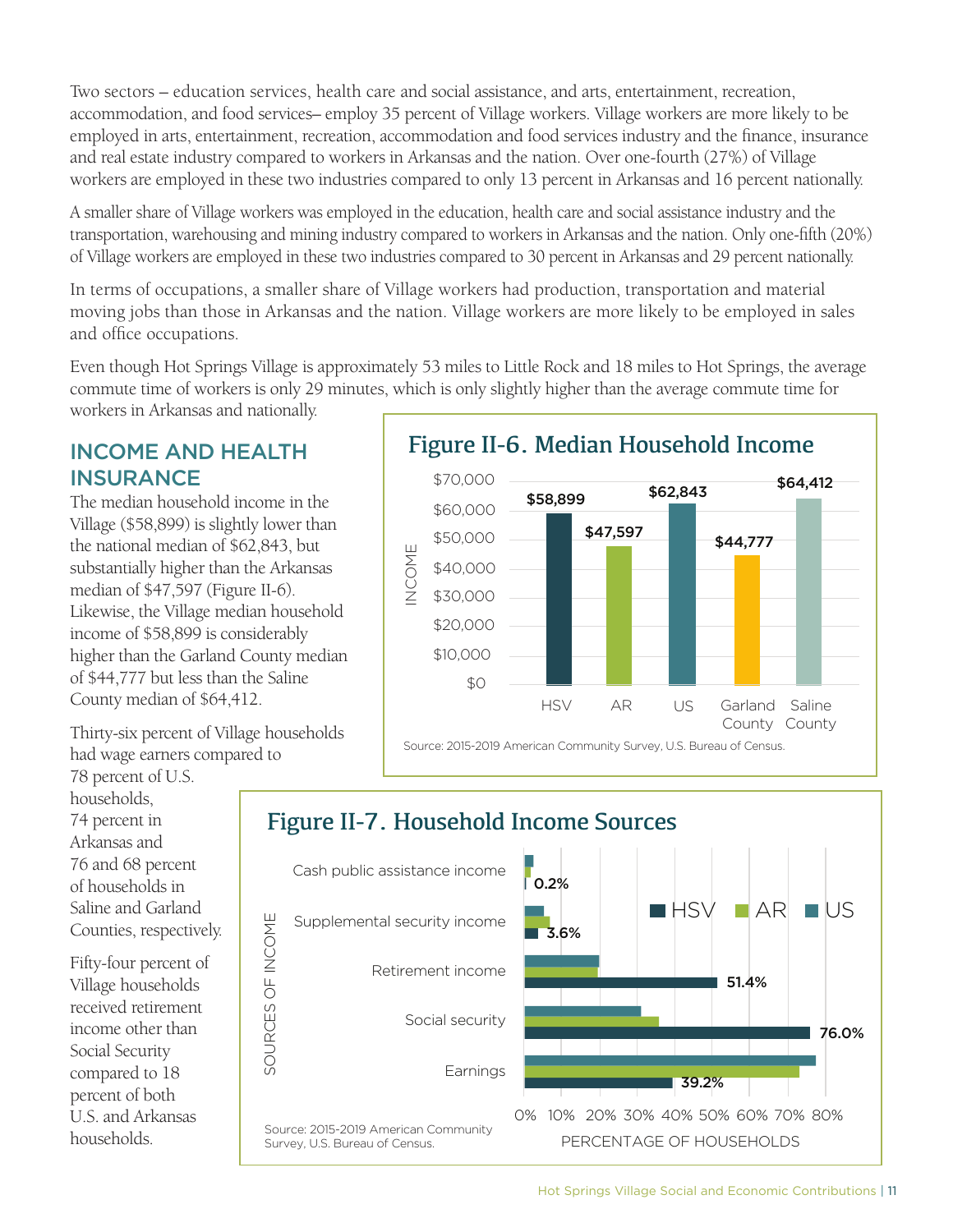Two sectors – education services, health care and social assistance, and arts, entertainment, recreation, accommodation, and food services– employ 35 percent of Village workers. Village workers are more likely to be employed in arts, entertainment, recreation, accommodation and food services industry and the finance, insurance and real estate industry compared to workers in Arkansas and the nation. Over one-fourth (27%) of Village workers are employed in these two industries compared to only 13 percent in Arkansas and 16 percent nationally.

A smaller share of Village workers was employed in the education, health care and social assistance industry and the transportation, warehousing and mining industry compared to workers in Arkansas and the nation. Only one-fifth (20%) of Village workers are employed in these two industries compared to 30 percent in Arkansas and 29 percent nationally.

In terms of occupations, a smaller share of Village workers had production, transportation and material moving jobs than those in Arkansas and the nation. Village workers are more likely to be employed in sales and office occupations.

Even though Hot Springs Village is approximately 53 miles to Little Rock and 18 miles to Hot Springs, the average commute time of workers is only 29 minutes, which is only slightly higher than the average commute time for workers in Arkansas and nationally.

## INCOME AND HEALTH INSURANCE

The median household income in the Village ($58,899) is slightly lower than the national median of $62,843, but substantially higher than the Arkansas median of $47,597 (Figure II-6). Likewise, the Village median household income of $58,899 is considerably higher than the Garland County median of $44,777 but less than the Saline County median of $64,412.

Thirty-six percent of Village households had wage earners compared to 78 percent of U.S. households, 74 percent in Arkansas and 76 and 68 percent of households in Saline and Garland Counties, respectively.

Fifty-four percent of Village households received retirement income other than Social Security compared to 18 percent of both U.S. and Arkansas households.

### Figure II-6. Median Household Income

| | HSV | AR | US | Garland County | Saline County |
|---|---|---|---|---|---|
| Income | $58,899 | $47,597 | $62,843 | $44,777 | $64,412 |

Source: 2015-2019 American Community Survey, U.S. Bureau of Census.

### Figure II-7. Household Income Sources

| Sources of Income | HSV |
|---|---|
| Cash public assistance income | 0.2% |
| Supplemental security income | 3.6% |
| Retirement income | 51.4% |
| Social security | 76.0% |
| Earnings | 39.2% |

Source: 2015-2019 American Community Survey, U.S. Bureau of Census.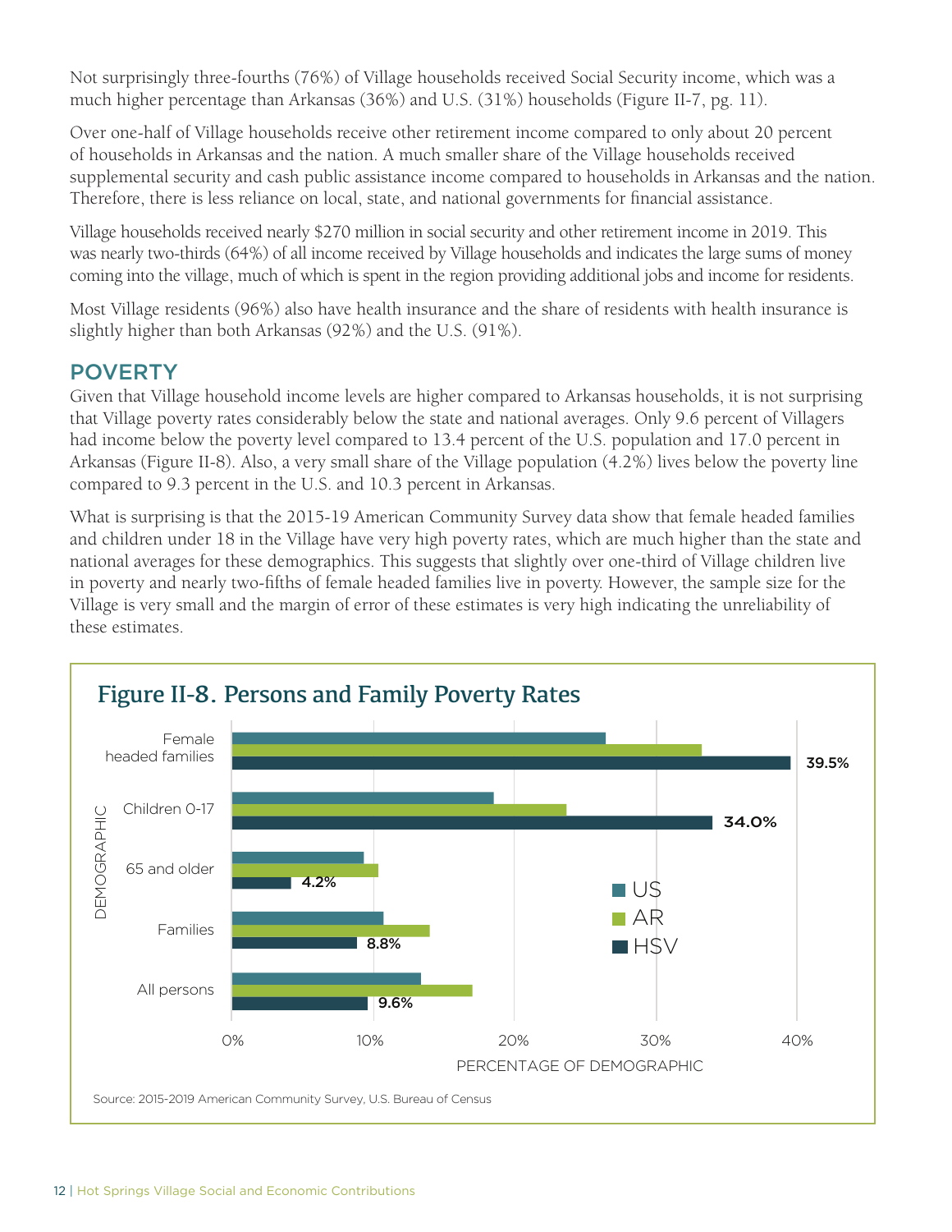Not surprisingly three-fourths (76%) of Village households received Social Security income, which was a much higher percentage than Arkansas (36%) and U.S. (31%) households (Figure II-7, pg. 11).

Over one-half of Village households receive other retirement income compared to only about 20 percent of households in Arkansas and the nation. A much smaller share of the Village households received supplemental security and cash public assistance income compared to households in Arkansas and the nation. Therefore, there is less reliance on local, state, and national governments for financial assistance.

Village households received nearly $270 million in social security and other retirement income in 2019. This was nearly two-thirds (64%) of all income received by Village households and indicates the large sums of money coming into the village, much of which is spent in the region providing additional jobs and income for residents.

Most Village residents (96%) also have health insurance and the share of residents with health insurance is slightly higher than both Arkansas (92%) and the U.S. (91%).

## POVERTY

Given that Village household income levels are higher compared to Arkansas households, it is not surprising that Village poverty rates considerably below the state and national averages. Only 9.6 percent of Villagers had income below the poverty level compared to 13.4 percent of the U.S. population and 17.0 percent in Arkansas (Figure II-8). Also, a very small share of the Village population (4.2%) lives below the poverty line compared to 9.3 percent in the U.S. and 10.3 percent in Arkansas.

What is surprising is that the 2015-19 American Community Survey data show that female headed families and children under 18 in the Village have very high poverty rates, which are much higher than the state and national averages for these demographics. This suggests that slightly over one-third of Village children live in poverty and nearly two-fifths of female headed families live in poverty. However, the sample size for the Village is very small and the margin of error of these estimates is very high indicating the unreliability of these estimates.

### Figure II-8. Persons and Family Poverty Rates

| DEMOGRAPHIC | HSV |
|---|---|
| Female headed families | 39.5% |
| Children 0-17 | 34.0% |
| 65 and older | 4.2% |
| Families | 8.8% |
| All persons | 9.6% |

Legend: US, AR, HSV. X-axis: PERCENTAGE OF DEMOGRAPHIC (0%, 10%, 20%, 30%, 40%)

Source: 2015-2019 American Community Survey, U.S. Bureau of Census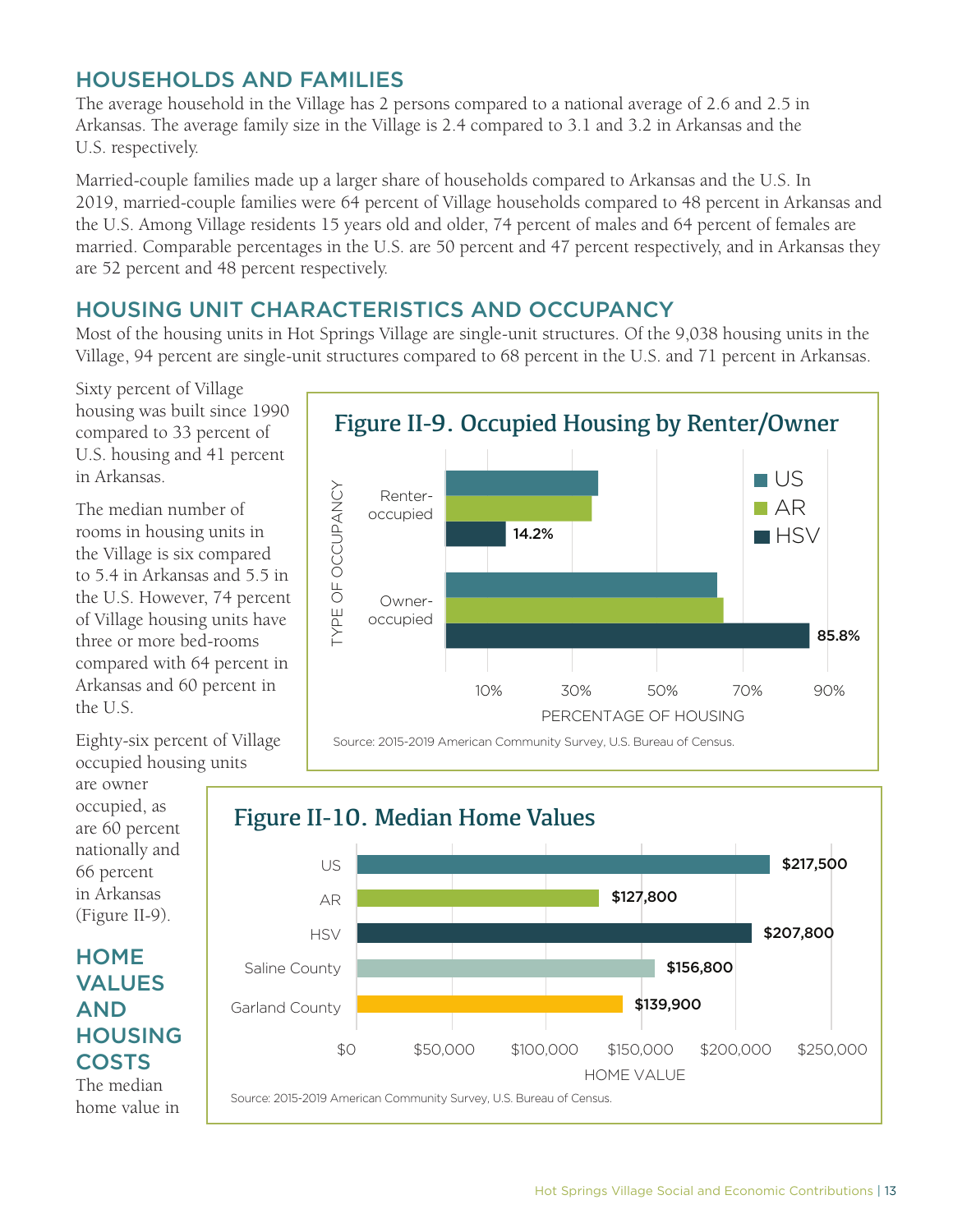## HOUSEHOLDS AND FAMILIES

The average household in the Village has 2 persons compared to a national average of 2.6 and 2.5 in Arkansas. The average family size in the Village is 2.4 compared to 3.1 and 3.2 in Arkansas and the U.S. respectively.

Married-couple families made up a larger share of households compared to Arkansas and the U.S. In 2019, married-couple families were 64 percent of Village households compared to 48 percent in Arkansas and the U.S. Among Village residents 15 years old and older, 74 percent of males and 64 percent of females are married. Comparable percentages in the U.S. are 50 percent and 47 percent respectively, and in Arkansas they are 52 percent and 48 percent respectively.

## HOUSING UNIT CHARACTERISTICS AND OCCUPANCY

Most of the housing units in Hot Springs Village are single-unit structures. Of the 9,038 housing units in the Village, 94 percent are single-unit structures compared to 68 percent in the U.S. and 71 percent in Arkansas.

Sixty percent of Village housing was built since 1990 compared to 33 percent of U.S. housing and 41 percent in Arkansas.

The median number of rooms in housing units in the Village is six compared to 5.4 in Arkansas and 5.5 in the U.S. However, 74 percent of Village housing units have three or more bed-rooms compared with 64 percent in Arkansas and 60 percent in the U.S.

Eighty-six percent of Village occupied housing units are owner occupied, as are 60 percent nationally and 66 percent in Arkansas (Figure II-9).

**Figure II-9. Occupied Housing by Renter/Owner**

| Type of Occupancy | US | AR | HSV |
|---|---|---|---|
| Renter-occupied | | | 14.2% |
| Owner-occupied | | | 85.8% |

Source: 2015-2019 American Community Survey, U.S. Bureau of Census.

## HOME VALUES AND HOUSING COSTS

The median home value in

**Figure II-10. Median Home Values**

| Area | Home Value |
|---|---|
| US | $217,500 |
| AR | $127,800 |
| HSV | $207,800 |
| Saline County | $156,800 |
| Garland County | $139,900 |

Source: 2015-2019 American Community Survey, U.S. Bureau of Census.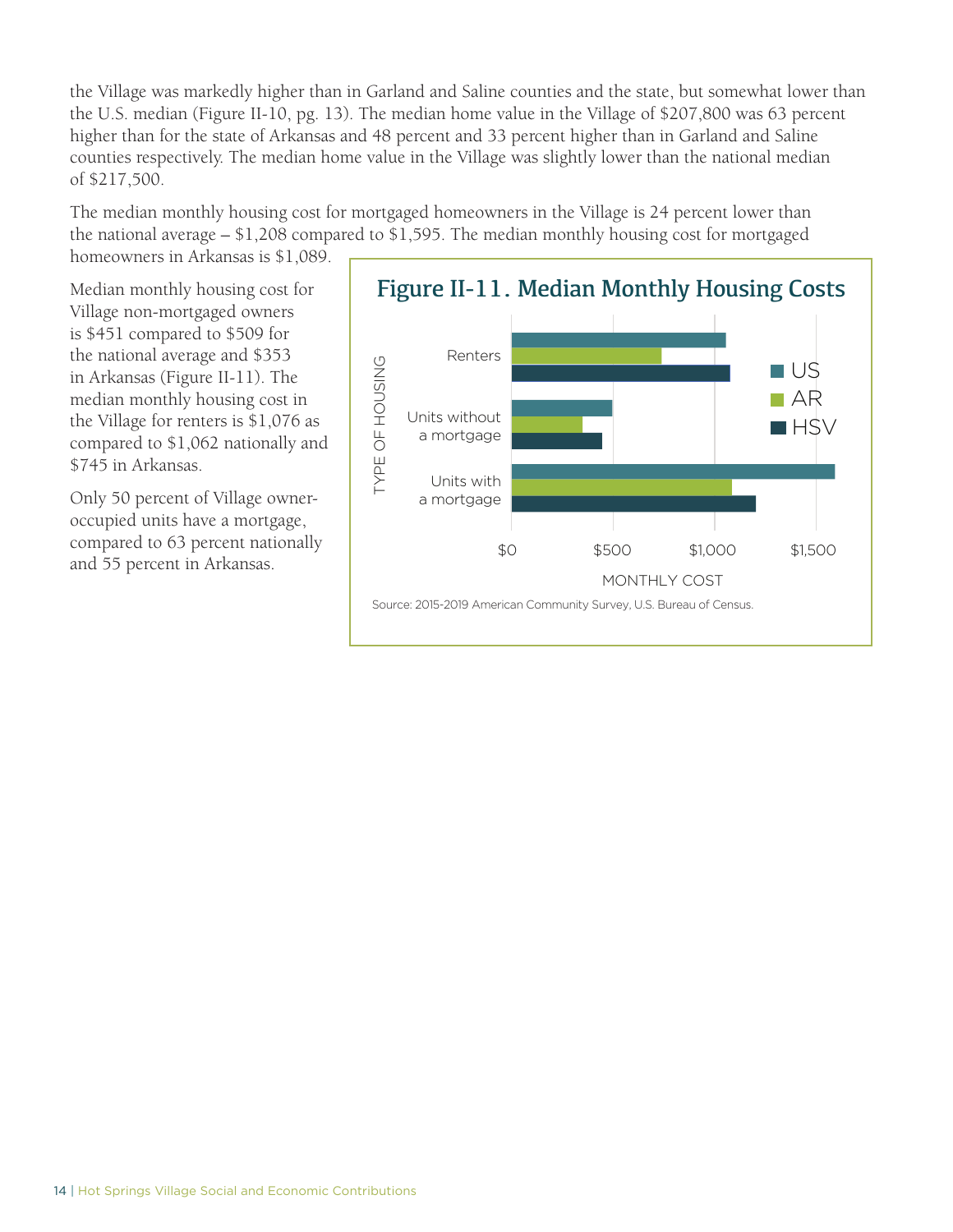the Village was markedly higher than in Garland and Saline counties and the state, but somewhat lower than the U.S. median (Figure II-10, pg. 13). The median home value in the Village of $207,800 was 63 percent higher than for the state of Arkansas and 48 percent and 33 percent higher than in Garland and Saline counties respectively. The median home value in the Village was slightly lower than the national median of $217,500.

The median monthly housing cost for mortgaged homeowners in the Village is 24 percent lower than the national average – $1,208 compared to $1,595. The median monthly housing cost for mortgaged homeowners in Arkansas is $1,089.

Median monthly housing cost for Village non-mortgaged owners is $451 compared to $509 for the national average and $353 in Arkansas (Figure II-11). The median monthly housing cost in the Village for renters is $1,076 as compared to $1,062 nationally and $745 in Arkansas.

Only 50 percent of Village owner-occupied units have a mortgage, compared to 63 percent nationally and 55 percent in Arkansas.

## Figure II-11. Median Monthly Housing Costs

Source: 2015-2019 American Community Survey, U.S. Bureau of Census.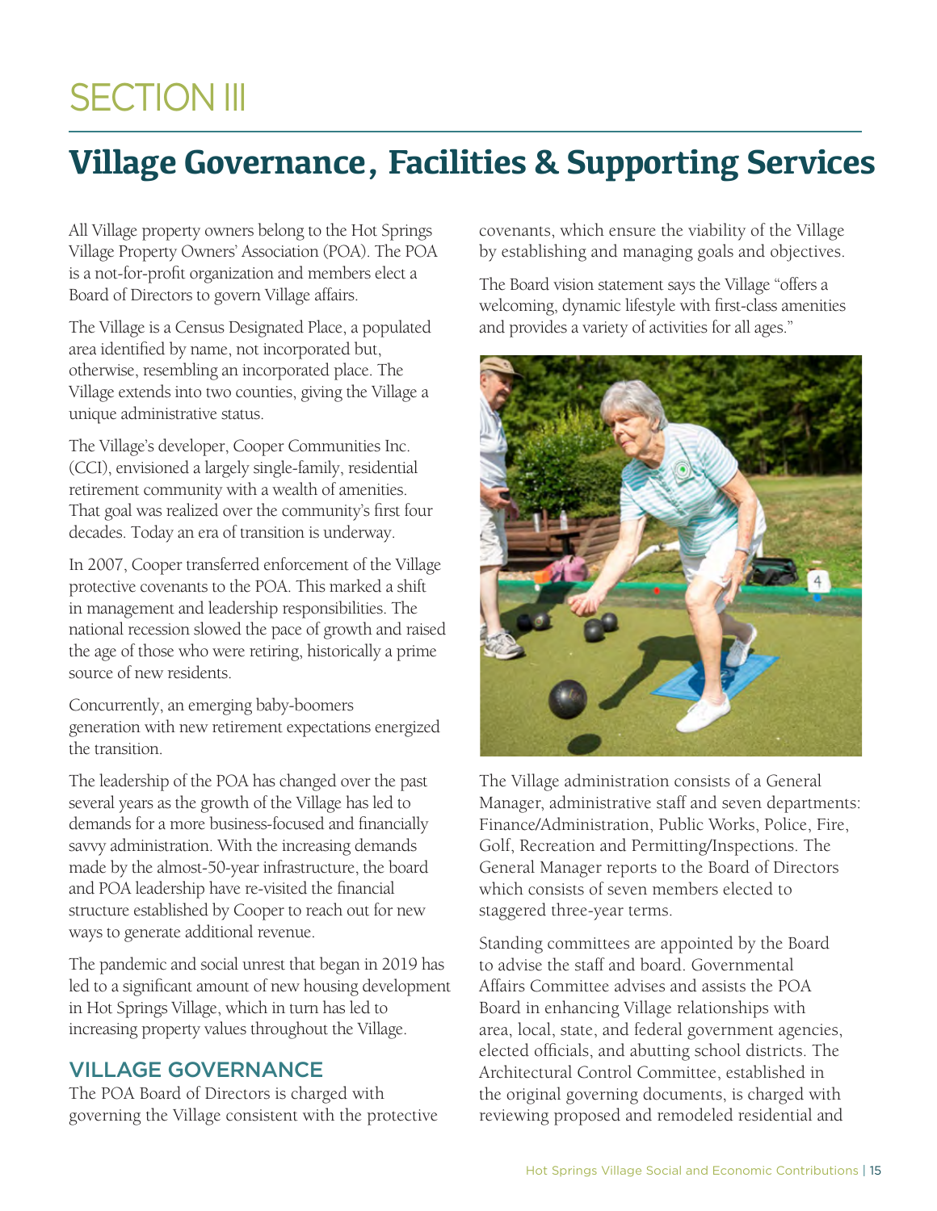# SECTION III

## Village Governance, Facilities & Supporting Services

All Village property owners belong to the Hot Springs Village Property Owners' Association (POA). The POA is a not-for-profit organization and members elect a Board of Directors to govern Village affairs.

The Village is a Census Designated Place, a populated area identified by name, not incorporated but, otherwise, resembling an incorporated place. The Village extends into two counties, giving the Village a unique administrative status.

The Village's developer, Cooper Communities Inc. (CCI), envisioned a largely single-family, residential retirement community with a wealth of amenities. That goal was realized over the community's first four decades. Today an era of transition is underway.

In 2007, Cooper transferred enforcement of the Village protective covenants to the POA. This marked a shift in management and leadership responsibilities. The national recession slowed the pace of growth and raised the age of those who were retiring, historically a prime source of new residents.

Concurrently, an emerging baby-boomers generation with new retirement expectations energized the transition.

The leadership of the POA has changed over the past several years as the growth of the Village has led to demands for a more business-focused and financially savvy administration. With the increasing demands made by the almost-50-year infrastructure, the board and POA leadership have re-visited the financial structure established by Cooper to reach out for new ways to generate additional revenue.

The pandemic and social unrest that began in 2019 has led to a significant amount of new housing development in Hot Springs Village, which in turn has led to increasing property values throughout the Village.

### VILLAGE GOVERNANCE

The POA Board of Directors is charged with governing the Village consistent with the protective covenants, which ensure the viability of the Village by establishing and managing goals and objectives.

The Board vision statement says the Village "offers a welcoming, dynamic lifestyle with first-class amenities and provides a variety of activities for all ages."

The Village administration consists of a General Manager, administrative staff and seven departments: Finance/Administration, Public Works, Police, Fire, Golf, Recreation and Permitting/Inspections. The General Manager reports to the Board of Directors which consists of seven members elected to staggered three-year terms.

Standing committees are appointed by the Board to advise the staff and board. Governmental Affairs Committee advises and assists the POA Board in enhancing Village relationships with area, local, state, and federal government agencies, elected officials, and abutting school districts. The Architectural Control Committee, established in the original governing documents, is charged with reviewing proposed and remodeled residential and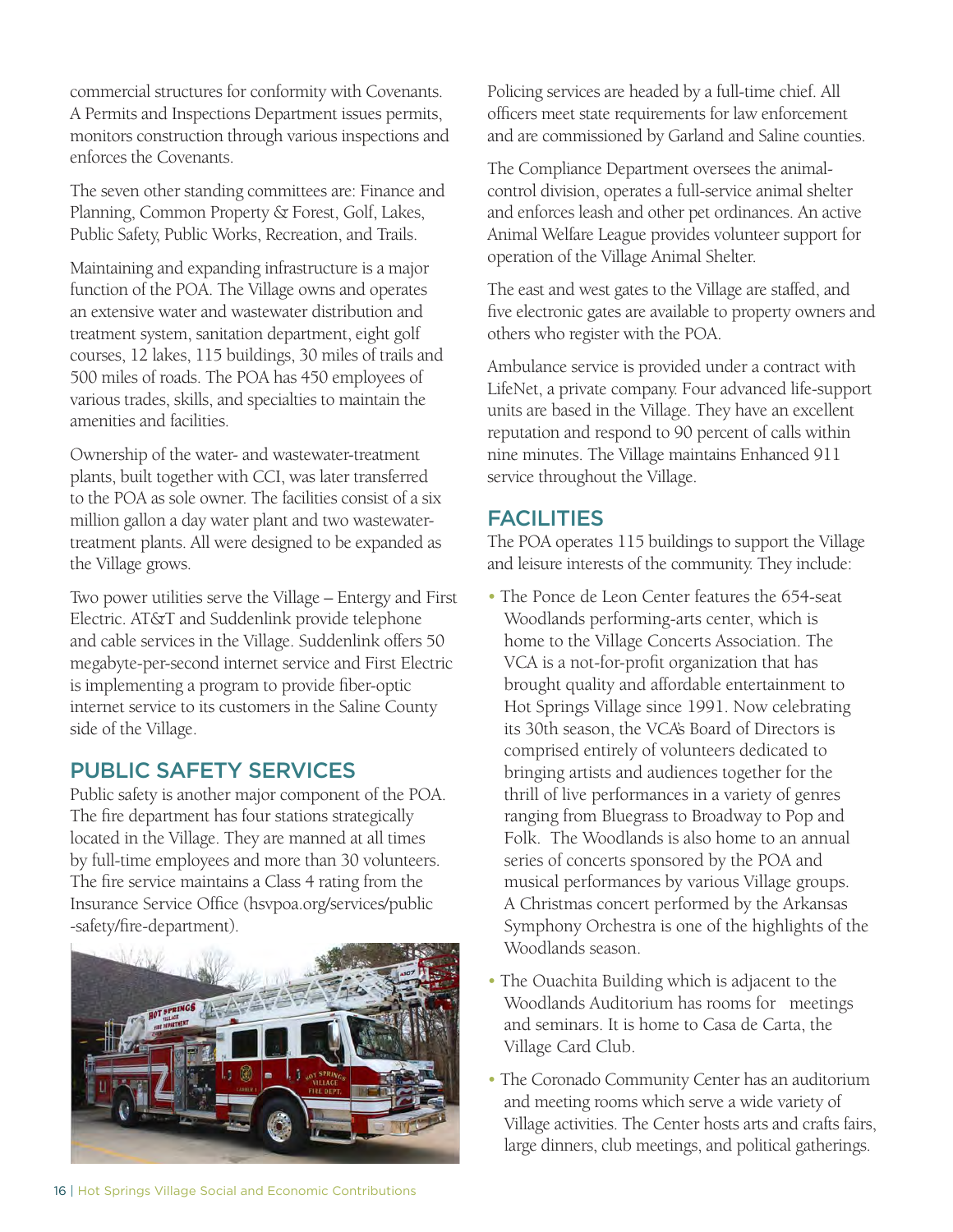commercial structures for conformity with Covenants. A Permits and Inspections Department issues permits, monitors construction through various inspections and enforces the Covenants.

The seven other standing committees are: Finance and Planning, Common Property & Forest, Golf, Lakes, Public Safety, Public Works, Recreation, and Trails.

Maintaining and expanding infrastructure is a major function of the POA. The Village owns and operates an extensive water and wastewater distribution and treatment system, sanitation department, eight golf courses, 12 lakes, 115 buildings, 30 miles of trails and 500 miles of roads. The POA has 450 employees of various trades, skills, and specialties to maintain the amenities and facilities.

Ownership of the water- and wastewater-treatment plants, built together with CCI, was later transferred to the POA as sole owner. The facilities consist of a six million gallon a day water plant and two wastewater-treatment plants. All were designed to be expanded as the Village grows.

Two power utilities serve the Village – Entergy and First Electric. AT&T and Suddenlink provide telephone and cable services in the Village. Suddenlink offers 50 megabyte-per-second internet service and First Electric is implementing a program to provide fiber-optic internet service to its customers in the Saline County side of the Village.

## PUBLIC SAFETY SERVICES

Public safety is another major component of the POA. The fire department has four stations strategically located in the Village. They are manned at all times by full-time employees and more than 30 volunteers. The fire service maintains a Class 4 rating from the Insurance Service Office (hsvpoa.org/services/public-safety/fire-department).

Policing services are headed by a full-time chief. All officers meet state requirements for law enforcement and are commissioned by Garland and Saline counties.

The Compliance Department oversees the animal-control division, operates a full-service animal shelter and enforces leash and other pet ordinances. An active Animal Welfare League provides volunteer support for operation of the Village Animal Shelter.

The east and west gates to the Village are staffed, and five electronic gates are available to property owners and others who register with the POA.

Ambulance service is provided under a contract with LifeNet, a private company. Four advanced life-support units are based in the Village. They have an excellent reputation and respond to 90 percent of calls within nine minutes. The Village maintains Enhanced 911 service throughout the Village.

## FACILITIES

The POA operates 115 buildings to support the Village and leisure interests of the community. They include:

- The Ponce de Leon Center features the 654-seat Woodlands performing-arts center, which is home to the Village Concerts Association. The VCA is a not-for-profit organization that has brought quality and affordable entertainment to Hot Springs Village since 1991. Now celebrating its 30th season, the VCA's Board of Directors is comprised entirely of volunteers dedicated to bringing artists and audiences together for the thrill of live performances in a variety of genres ranging from Bluegrass to Broadway to Pop and Folk. The Woodlands is also home to an annual series of concerts sponsored by the POA and musical performances by various Village groups. A Christmas concert performed by the Arkansas Symphony Orchestra is one of the highlights of the Woodlands season.
- The Ouachita Building which is adjacent to the Woodlands Auditorium has rooms for meetings and seminars. It is home to Casa de Carta, the Village Card Club.
- The Coronado Community Center has an auditorium and meeting rooms which serve a wide variety of Village activities. The Center hosts arts and crafts fairs, large dinners, club meetings, and political gatherings.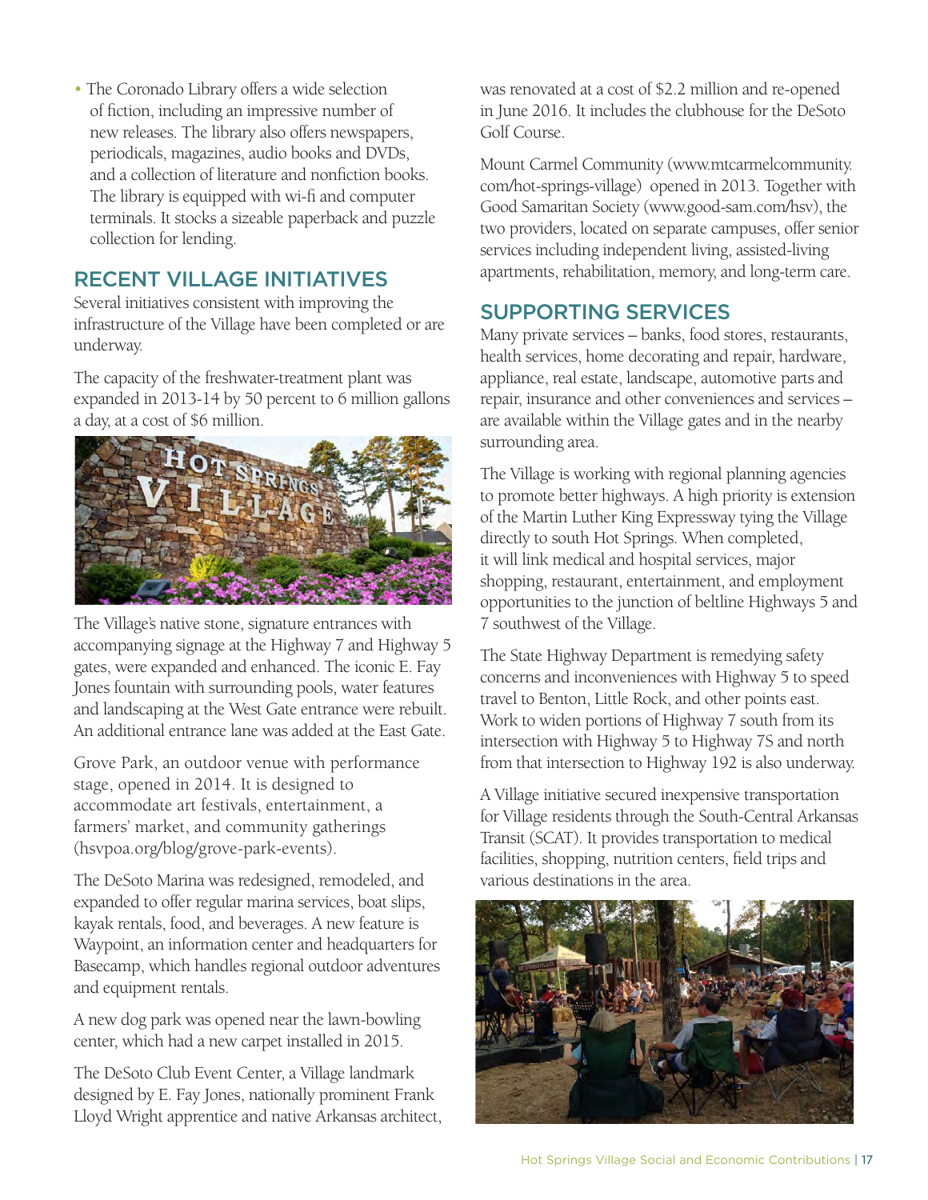- The Coronado Library offers a wide selection of fiction, including an impressive number of new releases. The library also offers newspapers, periodicals, magazines, audio books and DVDs, and a collection of literature and nonfiction books. The library is equipped with wi-fi and computer terminals. It stocks a sizeable paperback and puzzle collection for lending.

## RECENT VILLAGE INITIATIVES

Several initiatives consistent with improving the infrastructure of the Village have been completed or are underway.

The capacity of the freshwater-treatment plant was expanded in 2013-14 by 50 percent to 6 million gallons a day, at a cost of $6 million.

The Village's native stone, signature entrances with accompanying signage at the Highway 7 and Highway 5 gates, were expanded and enhanced. The iconic E. Fay Jones fountain with surrounding pools, water features and landscaping at the West Gate entrance were rebuilt. An additional entrance lane was added at the East Gate.

Grove Park, an outdoor venue with performance stage, opened in 2014. It is designed to accommodate art festivals, entertainment, a farmers' market, and community gatherings (hsvpoa.org/blog/grove-park-events).

The DeSoto Marina was redesigned, remodeled, and expanded to offer regular marina services, boat slips, kayak rentals, food, and beverages. A new feature is Waypoint, an information center and headquarters for Basecamp, which handles regional outdoor adventures and equipment rentals.

A new dog park was opened near the lawn-bowling center, which had a new carpet installed in 2015.

The DeSoto Club Event Center, a Village landmark designed by E. Fay Jones, nationally prominent Frank Lloyd Wright apprentice and native Arkansas architect, was renovated at a cost of $2.2 million and re-opened in June 2016. It includes the clubhouse for the DeSoto Golf Course.

Mount Carmel Community (www.mtcarmelcommunity.com/hot-springs-village) opened in 2013. Together with Good Samaritan Society (www.good-sam.com/hsv), the two providers, located on separate campuses, offer senior services including independent living, assisted-living apartments, rehabilitation, memory, and long-term care.

## SUPPORTING SERVICES

Many private services – banks, food stores, restaurants, health services, home decorating and repair, hardware, appliance, real estate, landscape, automotive parts and repair, insurance and other conveniences and services – are available within the Village gates and in the nearby surrounding area.

The Village is working with regional planning agencies to promote better highways. A high priority is extension of the Martin Luther King Expressway tying the Village directly to south Hot Springs. When completed, it will link medical and hospital services, major shopping, restaurant, entertainment, and employment opportunities to the junction of beltline Highways 5 and 7 southwest of the Village.

The State Highway Department is remedying safety concerns and inconveniences with Highway 5 to speed travel to Benton, Little Rock, and other points east. Work to widen portions of Highway 7 south from its intersection with Highway 5 to Highway 7S and north from that intersection to Highway 192 is also underway.

A Village initiative secured inexpensive transportation for Village residents through the South-Central Arkansas Transit (SCAT). It provides transportation to medical facilities, shopping, nutrition centers, field trips and various destinations in the area.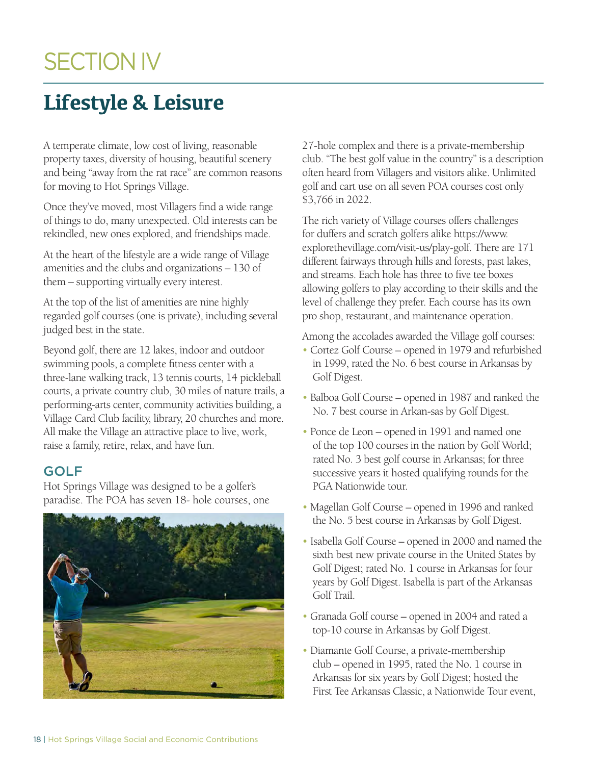# SECTION IV

## Lifestyle & Leisure

A temperate climate, low cost of living, reasonable property taxes, diversity of housing, beautiful scenery and being "away from the rat race" are common reasons for moving to Hot Springs Village.

Once they've moved, most Villagers find a wide range of things to do, many unexpected. Old interests can be rekindled, new ones explored, and friendships made.

At the heart of the lifestyle are a wide range of Village amenities and the clubs and organizations – 130 of them – supporting virtually every interest.

At the top of the list of amenities are nine highly regarded golf courses (one is private), including several judged best in the state.

Beyond golf, there are 12 lakes, indoor and outdoor swimming pools, a complete fitness center with a three-lane walking track, 13 tennis courts, 14 pickleball courts, a private country club, 30 miles of nature trails, a performing-arts center, community activities building, a Village Card Club facility, library, 20 churches and more. All make the Village an attractive place to live, work, raise a family, retire, relax, and have fun.

### GOLF

Hot Springs Village was designed to be a golfer's paradise. The POA has seven 18- hole courses, one 27-hole complex and there is a private-membership club. "The best golf value in the country" is a description often heard from Villagers and visitors alike. Unlimited golf and cart use on all seven POA courses cost only $3,766 in 2022.

The rich variety of Village courses offers challenges for duffers and scratch golfers alike https://www.explorethevillage.com/visit-us/play-golf. There are 171 different fairways through hills and forests, past lakes, and streams. Each hole has three to five tee boxes allowing golfers to play according to their skills and the level of challenge they prefer. Each course has its own pro shop, restaurant, and maintenance operation.

Among the accolades awarded the Village golf courses:

- Cortez Golf Course – opened in 1979 and refurbished in 1999, rated the No. 6 best course in Arkansas by Golf Digest.
- Balboa Golf Course – opened in 1987 and ranked the No. 7 best course in Arkan-sas by Golf Digest.
- Ponce de Leon – opened in 1991 and named one of the top 100 courses in the nation by Golf World; rated No. 3 best golf course in Arkansas; for three successive years it hosted qualifying rounds for the PGA Nationwide tour.
- Magellan Golf Course – opened in 1996 and ranked the No. 5 best course in Arkansas by Golf Digest.
- Isabella Golf Course – opened in 2000 and named the sixth best new private course in the United States by Golf Digest; rated No. 1 course in Arkansas for four years by Golf Digest. Isabella is part of the Arkansas Golf Trail.
- Granada Golf course – opened in 2004 and rated a top-10 course in Arkansas by Golf Digest.
- Diamante Golf Course, a private-membership club – opened in 1995, rated the No. 1 course in Arkansas for six years by Golf Digest; hosted the First Tee Arkansas Classic, a Nationwide Tour event,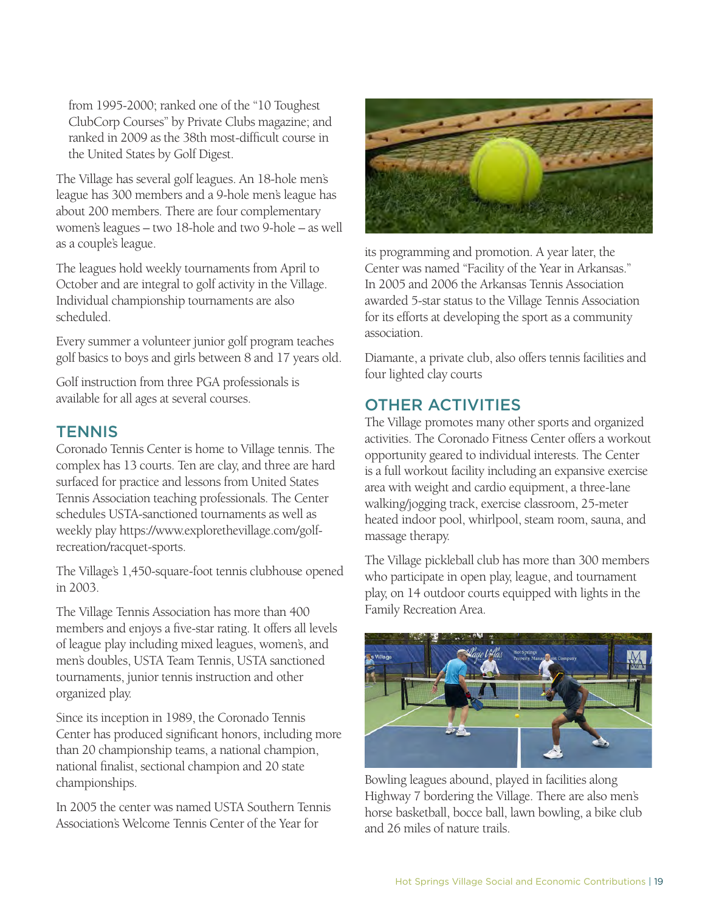from 1995-2000; ranked one of the "10 Toughest ClubCorp Courses" by Private Clubs magazine; and ranked in 2009 as the 38th most-difficult course in the United States by Golf Digest.

The Village has several golf leagues. An 18-hole men's league has 300 members and a 9-hole men's league has about 200 members. There are four complementary women's leagues – two 18-hole and two 9-hole – as well as a couple's league.

The leagues hold weekly tournaments from April to October and are integral to golf activity in the Village. Individual championship tournaments are also scheduled.

Every summer a volunteer junior golf program teaches golf basics to boys and girls between 8 and 17 years old.

Golf instruction from three PGA professionals is available for all ages at several courses.

## TENNIS

Coronado Tennis Center is home to Village tennis. The complex has 13 courts. Ten are clay, and three are hard surfaced for practice and lessons from United States Tennis Association teaching professionals. The Center schedules USTA-sanctioned tournaments as well as weekly play https://www.explorethevillage.com/golf-recreation/racquet-sports.

The Village's 1,450-square-foot tennis clubhouse opened in 2003.

The Village Tennis Association has more than 400 members and enjoys a five-star rating. It offers all levels of league play including mixed leagues, women's, and men's doubles, USTA Team Tennis, USTA sanctioned tournaments, junior tennis instruction and other organized play.

Since its inception in 1989, the Coronado Tennis Center has produced significant honors, including more than 20 championship teams, a national champion, national finalist, sectional champion and 20 state championships.

In 2005 the center was named USTA Southern Tennis Association's Welcome Tennis Center of the Year for its programming and promotion. A year later, the Center was named "Facility of the Year in Arkansas." In 2005 and 2006 the Arkansas Tennis Association awarded 5-star status to the Village Tennis Association for its efforts at developing the sport as a community association.

Diamante, a private club, also offers tennis facilities and four lighted clay courts

## OTHER ACTIVITIES

The Village promotes many other sports and organized activities. The Coronado Fitness Center offers a workout opportunity geared to individual interests. The Center is a full workout facility including an expansive exercise area with weight and cardio equipment, a three-lane walking/jogging track, exercise classroom, 25-meter heated indoor pool, whirlpool, steam room, sauna, and massage therapy.

The Village pickleball club has more than 300 members who participate in open play, league, and tournament play, on 14 outdoor courts equipped with lights in the Family Recreation Area.

Bowling leagues abound, played in facilities along Highway 7 bordering the Village. There are also men's horse basketball, bocce ball, lawn bowling, a bike club and 26 miles of nature trails.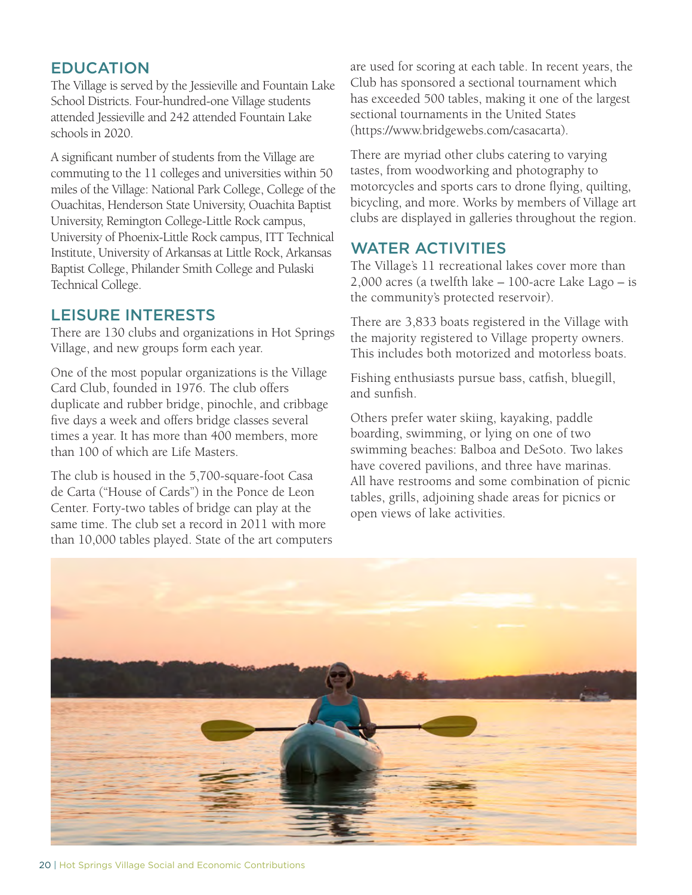## EDUCATION

The Village is served by the Jessieville and Fountain Lake School Districts. Four-hundred-one Village students attended Jessieville and 242 attended Fountain Lake schools in 2020.

A significant number of students from the Village are commuting to the 11 colleges and universities within 50 miles of the Village: National Park College, College of the Ouachitas, Henderson State University, Ouachita Baptist University, Remington College-Little Rock campus, University of Phoenix-Little Rock campus, ITT Technical Institute, University of Arkansas at Little Rock, Arkansas Baptist College, Philander Smith College and Pulaski Technical College.

## LEISURE INTERESTS

There are 130 clubs and organizations in Hot Springs Village, and new groups form each year.

One of the most popular organizations is the Village Card Club, founded in 1976. The club offers duplicate and rubber bridge, pinochle, and cribbage five days a week and offers bridge classes several times a year. It has more than 400 members, more than 100 of which are Life Masters.

The club is housed in the 5,700-square-foot Casa de Carta ("House of Cards") in the Ponce de Leon Center. Forty-two tables of bridge can play at the same time. The club set a record in 2011 with more than 10,000 tables played. State of the art computers are used for scoring at each table. In recent years, the Club has sponsored a sectional tournament which has exceeded 500 tables, making it one of the largest sectional tournaments in the United States (https://www.bridgewebs.com/casacarta).

There are myriad other clubs catering to varying tastes, from woodworking and photography to motorcycles and sports cars to drone flying, quilting, bicycling, and more. Works by members of Village art clubs are displayed in galleries throughout the region.

## WATER ACTIVITIES

The Village's 11 recreational lakes cover more than 2,000 acres (a twelfth lake – 100-acre Lake Lago – is the community's protected reservoir).

There are 3,833 boats registered in the Village with the majority registered to Village property owners. This includes both motorized and motorless boats.

Fishing enthusiasts pursue bass, catfish, bluegill, and sunfish.

Others prefer water skiing, kayaking, paddle boarding, swimming, or lying on one of two swimming beaches: Balboa and DeSoto. Two lakes have covered pavilions, and three have marinas. All have restrooms and some combination of picnic tables, grills, adjoining shade areas for picnics or open views of lake activities.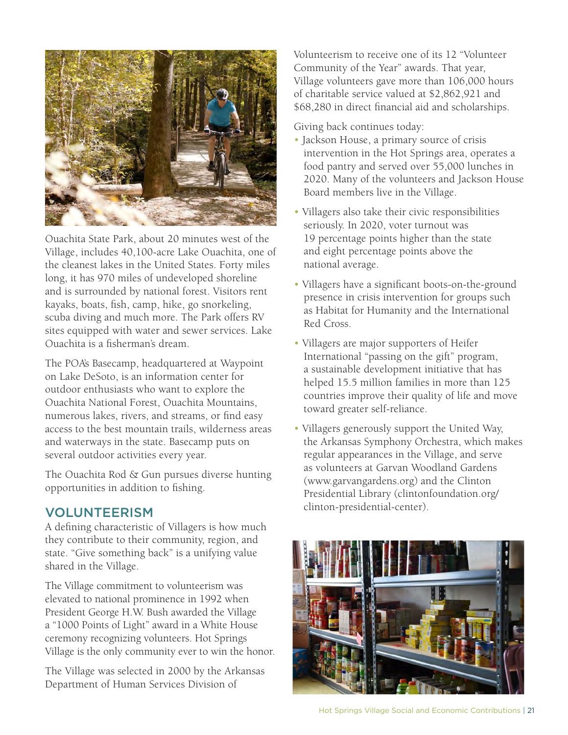Ouachita State Park, about 20 minutes west of the Village, includes 40,100-acre Lake Ouachita, one of the cleanest lakes in the United States. Forty miles long, it has 970 miles of undeveloped shoreline and is surrounded by national forest. Visitors rent kayaks, boats, fish, camp, hike, go snorkeling, scuba diving and much more. The Park offers RV sites equipped with water and sewer services. Lake Ouachita is a fisherman's dream.

The POA's Basecamp, headquartered at Waypoint on Lake DeSoto, is an information center for outdoor enthusiasts who want to explore the Ouachita National Forest, Ouachita Mountains, numerous lakes, rivers, and streams, or find easy access to the best mountain trails, wilderness areas and waterways in the state. Basecamp puts on several outdoor activities every year.

The Ouachita Rod & Gun pursues diverse hunting opportunities in addition to fishing.

## VOLUNTEERISM

A defining characteristic of Villagers is how much they contribute to their community, region, and state. "Give something back" is a unifying value shared in the Village.

The Village commitment to volunteerism was elevated to national prominence in 1992 when President George H.W. Bush awarded the Village a "1000 Points of Light" award in a White House ceremony recognizing volunteers. Hot Springs Village is the only community ever to win the honor.

The Village was selected in 2000 by the Arkansas Department of Human Services Division of Volunteerism to receive one of its 12 "Volunteer Community of the Year" awards. That year, Village volunteers gave more than 106,000 hours of charitable service valued at $2,862,921 and $68,280 in direct financial aid and scholarships.

Giving back continues today:

- Jackson House, a primary source of crisis intervention in the Hot Springs area, operates a food pantry and served over 55,000 lunches in 2020. Many of the volunteers and Jackson House Board members live in the Village.
- Villagers also take their civic responsibilities seriously. In 2020, voter turnout was 19 percentage points higher than the state and eight percentage points above the national average.
- Villagers have a significant boots-on-the-ground presence in crisis intervention for groups such as Habitat for Humanity and the International Red Cross.
- Villagers are major supporters of Heifer International "passing on the gift" program, a sustainable development initiative that has helped 15.5 million families in more than 125 countries improve their quality of life and move toward greater self-reliance.
- Villagers generously support the United Way, the Arkansas Symphony Orchestra, which makes regular appearances in the Village, and serve as volunteers at Garvan Woodland Gardens (www.garvangardens.org) and the Clinton Presidential Library (clintonfoundation.org/clinton-presidential-center).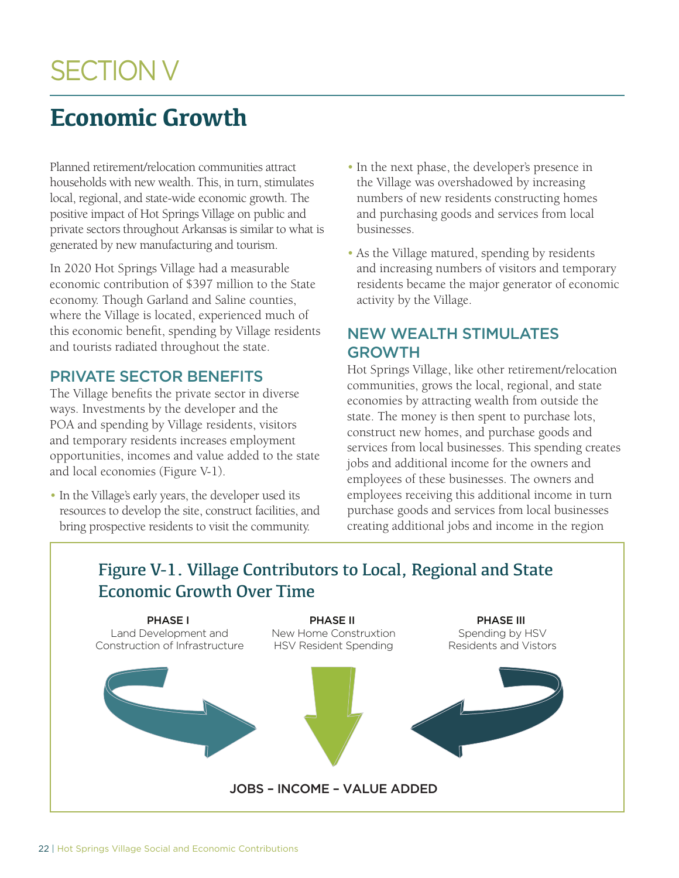# SECTION V

## Economic Growth

Planned retirement/relocation communities attract households with new wealth. This, in turn, stimulates local, regional, and state-wide economic growth. The positive impact of Hot Springs Village on public and private sectors throughout Arkansas is similar to what is generated by new manufacturing and tourism.

In 2020 Hot Springs Village had a measurable economic contribution of $397 million to the State economy. Though Garland and Saline counties, where the Village is located, experienced much of this economic benefit, spending by Village residents and tourists radiated throughout the state.

### PRIVATE SECTOR BENEFITS

The Village benefits the private sector in diverse ways. Investments by the developer and the POA and spending by Village residents, visitors and temporary residents increases employment opportunities, incomes and value added to the state and local economies (Figure V-1).

- In the Village's early years, the developer used its resources to develop the site, construct facilities, and bring prospective residents to visit the community.
- In the next phase, the developer's presence in the Village was overshadowed by increasing numbers of new residents constructing homes and purchasing goods and services from local businesses.
- As the Village matured, spending by residents and increasing numbers of visitors and temporary residents became the major generator of economic activity by the Village.

### NEW WEALTH STIMULATES GROWTH

Hot Springs Village, like other retirement/relocation communities, grows the local, regional, and state economies by attracting wealth from outside the state. The money is then spent to purchase lots, construct new homes, and purchase goods and services from local businesses. This spending creates jobs and additional income for the owners and employees of these businesses. The owners and employees receiving this additional income in turn purchase goods and services from local businesses creating additional jobs and income in the region

**Figure V-1. Village Contributors to Local, Regional and State Economic Growth Over Time**

**PHASE I**
Land Development and Construction of Infrastructure

**PHASE II**
New Home Construxtion HSV Resident Spending

**PHASE III**
Spending by HSV Residents and Vistors

JOBS – INCOME – VALUE ADDED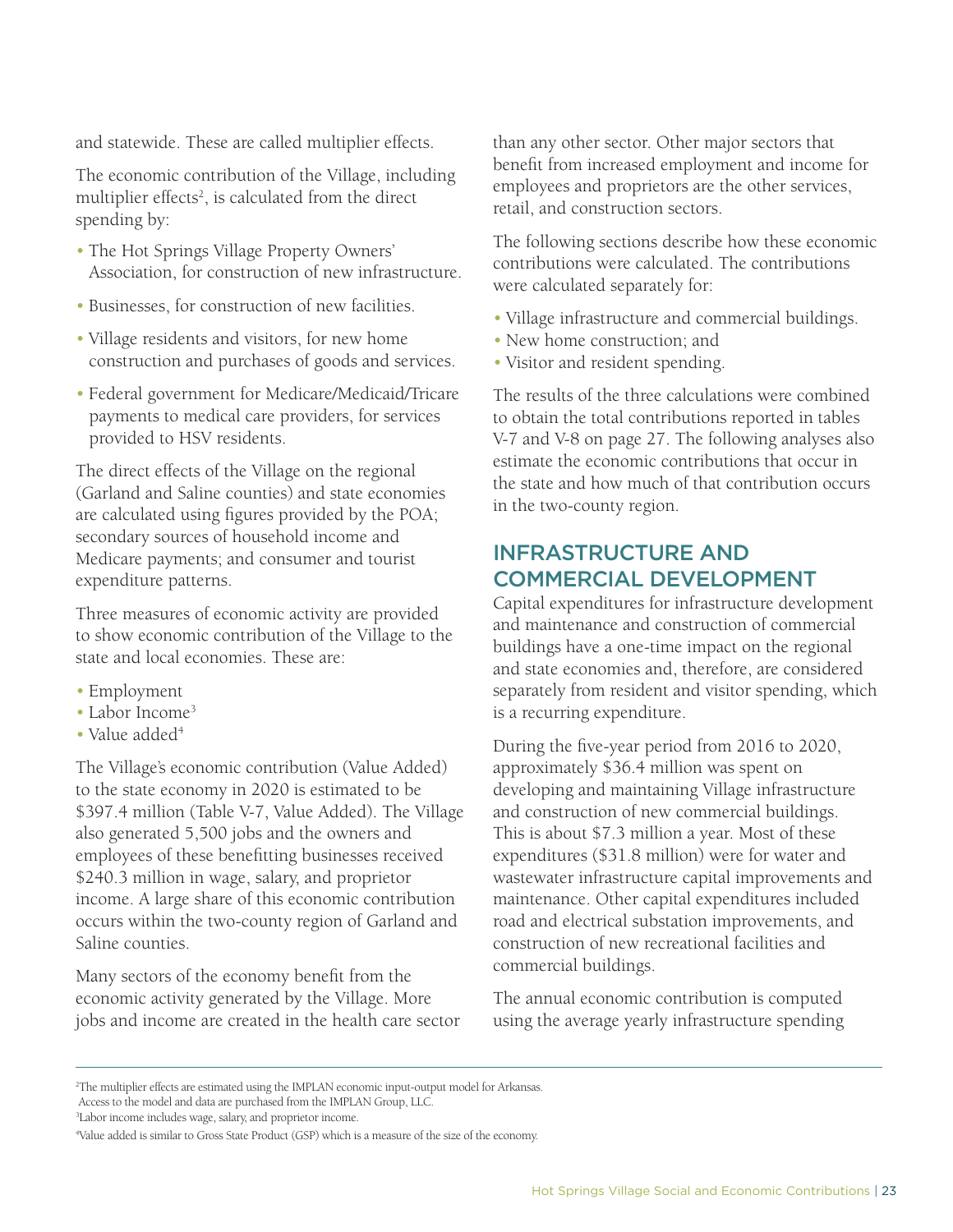and statewide. These are called multiplier effects.

The economic contribution of the Village, including multiplier effects[2], is calculated from the direct spending by:

- The Hot Springs Village Property Owners' Association, for construction of new infrastructure.
- Businesses, for construction of new facilities.
- Village residents and visitors, for new home construction and purchases of goods and services.
- Federal government for Medicare/Medicaid/Tricare payments to medical care providers, for services provided to HSV residents.

The direct effects of the Village on the regional (Garland and Saline counties) and state economies are calculated using figures provided by the POA; secondary sources of household income and Medicare payments; and consumer and tourist expenditure patterns.

Three measures of economic activity are provided to show economic contribution of the Village to the state and local economies. These are:

- Employment
- Labor Income[3]
- Value added[4]

The Village's economic contribution (Value Added) to the state economy in 2020 is estimated to be $397.4 million (Table V-7, Value Added). The Village also generated 5,500 jobs and the owners and employees of these benefitting businesses received $240.3 million in wage, salary, and proprietor income. A large share of this economic contribution occurs within the two-county region of Garland and Saline counties.

Many sectors of the economy benefit from the economic activity generated by the Village. More jobs and income are created in the health care sector than any other sector. Other major sectors that benefit from increased employment and income for employees and proprietors are the other services, retail, and construction sectors.

The following sections describe how these economic contributions were calculated. The contributions were calculated separately for:

- Village infrastructure and commercial buildings.
- New home construction; and
- Visitor and resident spending.

The results of the three calculations were combined to obtain the total contributions reported in tables V-7 and V-8 on page 27. The following analyses also estimate the economic contributions that occur in the state and how much of that contribution occurs in the two-county region.

## INFRASTRUCTURE AND COMMERCIAL DEVELOPMENT

Capital expenditures for infrastructure development and maintenance and construction of commercial buildings have a one-time impact on the regional and state economies and, therefore, are considered separately from resident and visitor spending, which is a recurring expenditure.

During the five-year period from 2016 to 2020, approximately $36.4 million was spent on developing and maintaining Village infrastructure and construction of new commercial buildings. This is about $7.3 million a year. Most of these expenditures ($31.8 million) were for water and wastewater infrastructure capital improvements and maintenance. Other capital expenditures included road and electrical substation improvements, and construction of new recreational facilities and commercial buildings.

The annual economic contribution is computed using the average yearly infrastructure spending

---

[2]The multiplier effects are estimated using the IMPLAN economic input-output model for Arkansas. Access to the model and data are purchased from the IMPLAN Group, LLC.

[3]Labor income includes wage, salary, and proprietor income.

[4]Value added is similar to Gross State Product (GSP) which is a measure of the size of the economy.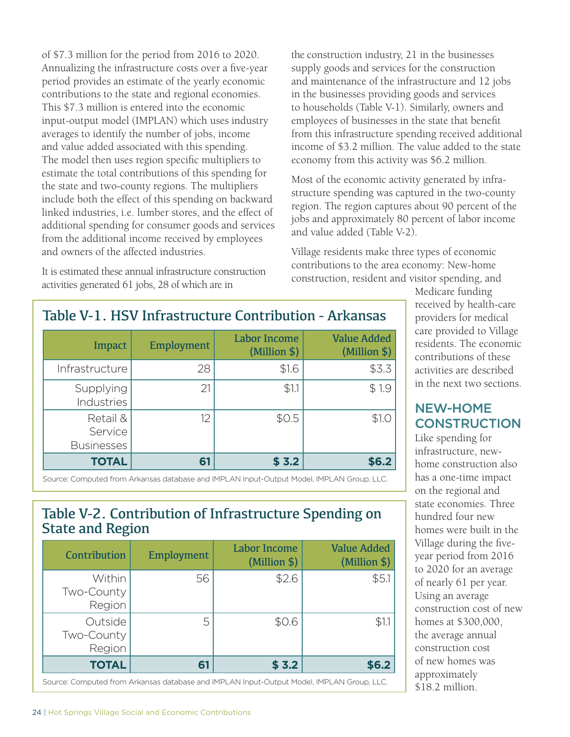of $7.3 million for the period from 2016 to 2020. Annualizing the infrastructure costs over a five-year period provides an estimate of the yearly economic contributions to the state and regional economies. This $7.3 million is entered into the economic input-output model (IMPLAN) which uses industry averages to identify the number of jobs, income and value added associated with this spending. The model then uses region specific multipliers to estimate the total contributions of this spending for the state and two-county regions. The multipliers include both the effect of this spending on backward linked industries, i.e. lumber stores, and the effect of additional spending for consumer goods and services from the additional income received by employees and owners of the affected industries.

It is estimated these annual infrastructure construction activities generated 61 jobs, 28 of which are in the construction industry, 21 in the businesses supply goods and services for the construction and maintenance of the infrastructure and 12 jobs in the businesses providing goods and services to households (Table V-1). Similarly, owners and employees of businesses in the state that benefit from this infrastructure spending received additional income of $3.2 million. The value added to the state economy from this activity was $6.2 million.

Most of the economic activity generated by infrastructure spending was captured in the two-county region. The region captures about 90 percent of the jobs and approximately 80 percent of labor income and value added (Table V-2).

Village residents make three types of economic contributions to the area economy: New-home construction, resident and visitor spending, and Medicare funding received by health-care providers for medical care provided to Village residents. The economic contributions of these activities are described in the next two sections.

## Table V-1. HSV Infrastructure Contribution - Arkansas

| Impact | Employment | Labor Income (Million $) | Value Added (Million $) |
|---|---|---|---|
| Infrastructure | 28 | $1.6 | $3.3 |
| Supplying Industries | 21 | $1.1 | $ 1.9 |
| Retail & Service Businesses | 12 | $0.5 | $1.0 |
| **TOTAL** | **61** | **$ 3.2** | **$6.2** |

Source: Computed from Arkansas database and IMPLAN Input-Output Model, IMPLAN Group, LLC.

## Table V-2. Contribution of Infrastructure Spending on State and Region

| Contribution | Employment | Labor Income (Million $) | Value Added (Million $) |
|---|---|---|---|
| Within Two-County Region | 56 | $2.6 | $5.1 |
| Outside Two-County Region | 5 | $0.6 | $1.1 |
| **TOTAL** | **61** | **$ 3.2** | **$6.2** |

Source: Computed from Arkansas database and IMPLAN Input-Output Model, IMPLAN Group, LLC.

## NEW-HOME CONSTRUCTION

Like spending for infrastructure, new-home construction also has a one-time impact on the regional and state economies. Three hundred four new homes were built in the Village during the five-year period from 2016 to 2020 for an average of nearly 61 per year. Using an average construction cost of new homes at $300,000, the average annual construction cost of new homes was approximately $18.2 million.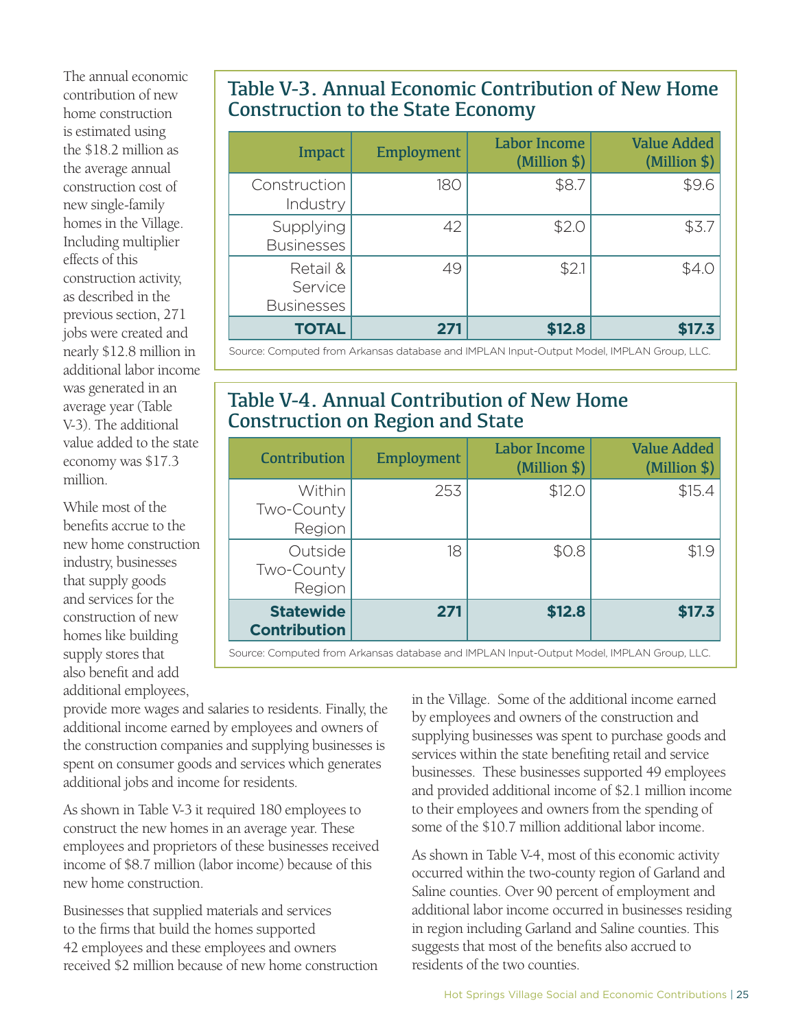The annual economic contribution of new home construction is estimated using the $18.2 million as the average annual construction cost of new single-family homes in the Village. Including multiplier effects of this construction activity, as described in the previous section, 271 jobs were created and nearly $12.8 million in additional labor income was generated in an average year (Table V-3). The additional value added to the state economy was $17.3 million.

## Table V-3. Annual Economic Contribution of New Home Construction to the State Economy

| Impact | Employment | Labor Income (Million $) | Value Added (Million $) |
|---|---|---|---|
| Construction Industry | 180 | $8.7 | $9.6 |
| Supplying Businesses | 42 | $2.0 | $3.7 |
| Retail & Service Businesses | 49 | $2.1 | $4.0 |
| **TOTAL** | **271** | **$12.8** | **$17.3** |

Source: Computed from Arkansas database and IMPLAN Input-Output Model, IMPLAN Group, LLC.

## Table V-4. Annual Contribution of New Home Construction on Region and State

| Contribution | Employment | Labor Income (Million $) | Value Added (Million $) |
|---|---|---|---|
| Within Two-County Region | 253 | $12.0 | $15.4 |
| Outside Two-County Region | 18 | $0.8 | $1.9 |
| **Statewide Contribution** | **271** | **$12.8** | **$17.3** |

Source: Computed from Arkansas database and IMPLAN Input-Output Model, IMPLAN Group, LLC.

While most of the benefits accrue to the new home construction industry, businesses that supply goods and services for the construction of new homes like building supply stores that also benefit and add additional employees, provide more wages and salaries to residents. Finally, the additional income earned by employees and owners of the construction companies and supplying businesses is spent on consumer goods and services which generates additional jobs and income for residents.

As shown in Table V-3 it required 180 employees to construct the new homes in an average year. These employees and proprietors of these businesses received income of $8.7 million (labor income) because of this new home construction.

Businesses that supplied materials and services to the firms that build the homes supported 42 employees and these employees and owners received $2 million because of new home construction in the Village. Some of the additional income earned by employees and owners of the construction and supplying businesses was spent to purchase goods and services within the state benefiting retail and service businesses. These businesses supported 49 employees and provided additional income of $2.1 million income to their employees and owners from the spending of some of the $10.7 million additional labor income.

As shown in Table V-4, most of this economic activity occurred within the two-county region of Garland and Saline counties. Over 90 percent of employment and additional labor income occurred in businesses residing in region including Garland and Saline counties. This suggests that most of the benefits also accrued to residents of the two counties.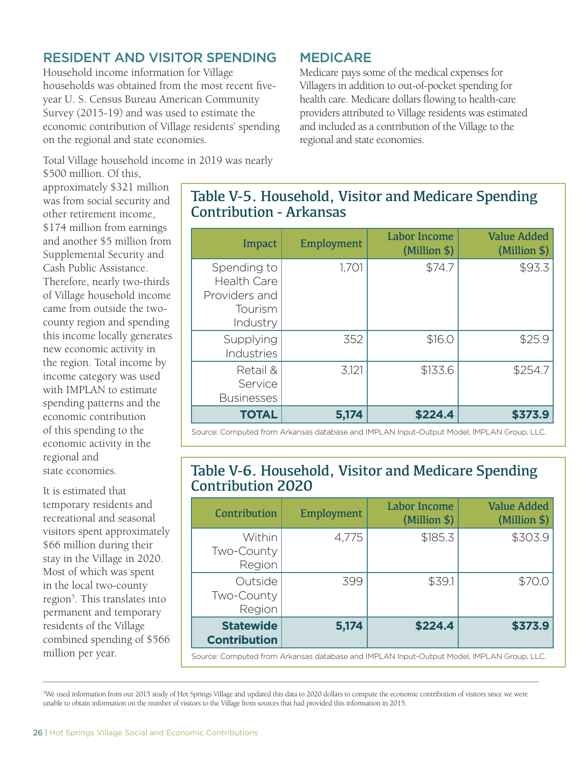## RESIDENT AND VISITOR SPENDING

Household income information for Village households was obtained from the most recent five-year U. S. Census Bureau American Community Survey (2015-19) and was used to estimate the economic contribution of Village residents' spending on the regional and state economies.

Total Village household income in 2019 was nearly $500 million. Of this, approximately $321 million was from social security and other retirement income, $174 million from earnings and another $5 million from Supplemental Security and Cash Public Assistance. Therefore, nearly two-thirds of Village household income came from outside the two-county region and spending this income locally generates new economic activity in the region. Total income by income category was used with IMPLAN to estimate spending patterns and the economic contribution of this spending to the economic activity in the regional and state economies.

It is estimated that temporary residents and recreational and seasonal visitors spent approximately $66 million during their stay in the Village in 2020. Most of which was spent in the local two-county region[5]. This translates into permanent and temporary residents of the Village combined spending of $566 million per year.

## MEDICARE

Medicare pays some of the medical expenses for Villagers in addition to out-of-pocket spending for health care. Medicare dollars flowing to health-care providers attributed to Village residents was estimated and included as a contribution of the Village to the regional and state economies.

### Table V-5. Household, Visitor and Medicare Spending Contribution - Arkansas

| Impact | Employment | Labor Income (Million $) | Value Added (Million $) |
|---|---|---|---|
| Spending to Health Care Providers and Tourism Industry | 1,701 | $74.7 | $93.3 |
| Supplying Industries | 352 | $16.0 | $25.9 |
| Retail & Service Businesses | 3,121 | $133.6 | $254.7 |
| **TOTAL** | **5,174** | **$224.4** | **$373.9** |

Source: Computed from Arkansas database and IMPLAN Input-Output Model, IMPLAN Group, LLC.

### Table V-6. Household, Visitor and Medicare Spending Contribution 2020

| Contribution | Employment | Labor Income (Million $) | Value Added (Million $) |
|---|---|---|---|
| Within Two-County Region | 4,775 | $185.3 | $303.9 |
| Outside Two-County Region | 399 | $39.1 | $70.0 |
| **Statewide Contribution** | **5,174** | **$224.4** | **$373.9** |

Source: Computed from Arkansas database and IMPLAN Input-Output Model, IMPLAN Group, LLC.

---

[5]We used information from our 2015 study of Hot Springs Village and updated this data to 2020 dollars to compute the economic contribution of visitors since we were unable to obtain information on the number of visitors to the Village from sources that had provided this information in 2015.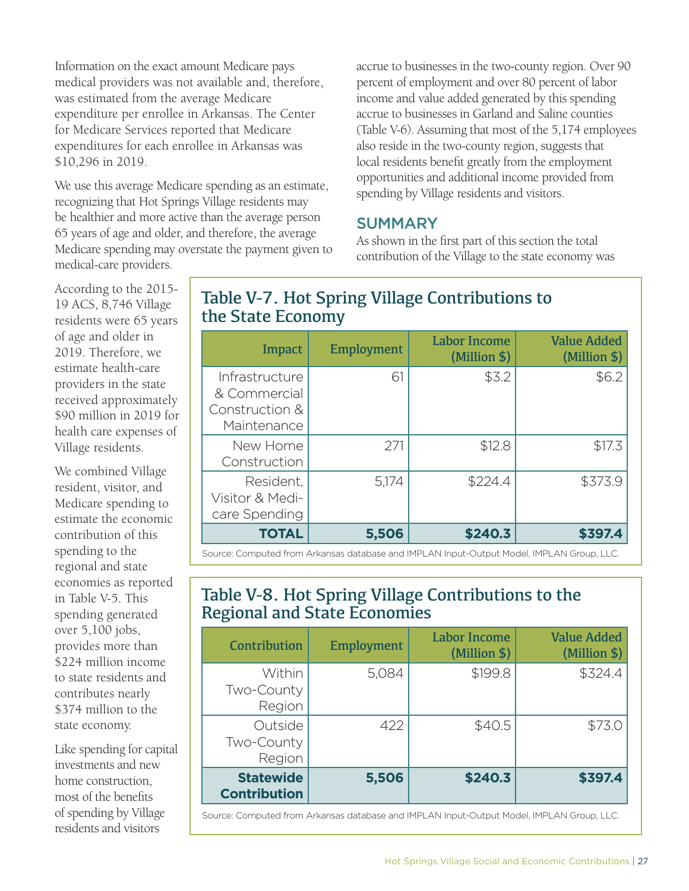Information on the exact amount Medicare pays medical providers was not available and, therefore, was estimated from the average Medicare expenditure per enrollee in Arkansas. The Center for Medicare Services reported that Medicare expenditures for each enrollee in Arkansas was $10,296 in 2019.

We use this average Medicare spending as an estimate, recognizing that Hot Springs Village residents may be healthier and more active than the average person 65 years of age and older, and therefore, the average Medicare spending may overstate the payment given to medical-care providers.

According to the 2015-19 ACS, 8,746 Village residents were 65 years of age and older in 2019. Therefore, we estimate health-care providers in the state received approximately $90 million in 2019 for health care expenses of Village residents.

We combined Village resident, visitor, and Medicare spending to estimate the economic contribution of this spending to the regional and state economies as reported in Table V-5. This spending generated over 5,100 jobs, provides more than $224 million income to state residents and contributes nearly $374 million to the state economy.

Like spending for capital investments and new home construction, most of the benefits of spending by Village residents and visitors accrue to businesses in the two-county region. Over 90 percent of employment and over 80 percent of labor income and value added generated by this spending accrue to businesses in Garland and Saline counties (Table V-6). Assuming that most of the 5,174 employees also reside in the two-county region, suggests that local residents benefit greatly from the employment opportunities and additional income provided from spending by Village residents and visitors.

## SUMMARY

As shown in the first part of this section the total contribution of the Village to the state economy was

### Table V-7. Hot Spring Village Contributions to the State Economy

| Impact | Employment | Labor Income (Million $) | Value Added (Million $) |
|---|---|---|---|
| Infrastructure & Commercial Construction & Maintenance | 61 | $3.2 | $6.2 |
| New Home Construction | 271 | $12.8 | $17.3 |
| Resident, Visitor & Medicare Spending | 5,174 | $224.4 | $373.9 |
| **TOTAL** | **5,506** | **$240.3** | **$397.4** |

Source: Computed from Arkansas database and IMPLAN Input-Output Model, IMPLAN Group, LLC.

### Table V-8. Hot Spring Village Contributions to the Regional and State Economies

| Contribution | Employment | Labor Income (Million $) | Value Added (Million $) |
|---|---|---|---|
| Within Two-County Region | 5,084 | $199.8 | $324.4 |
| Outside Two-County Region | 422 | $40.5 | $73.0 |
| **Statewide Contribution** | **5,506** | **$240.3** | **$397.4** |

Source: Computed from Arkansas database and IMPLAN Input-Output Model, IMPLAN Group, LLC.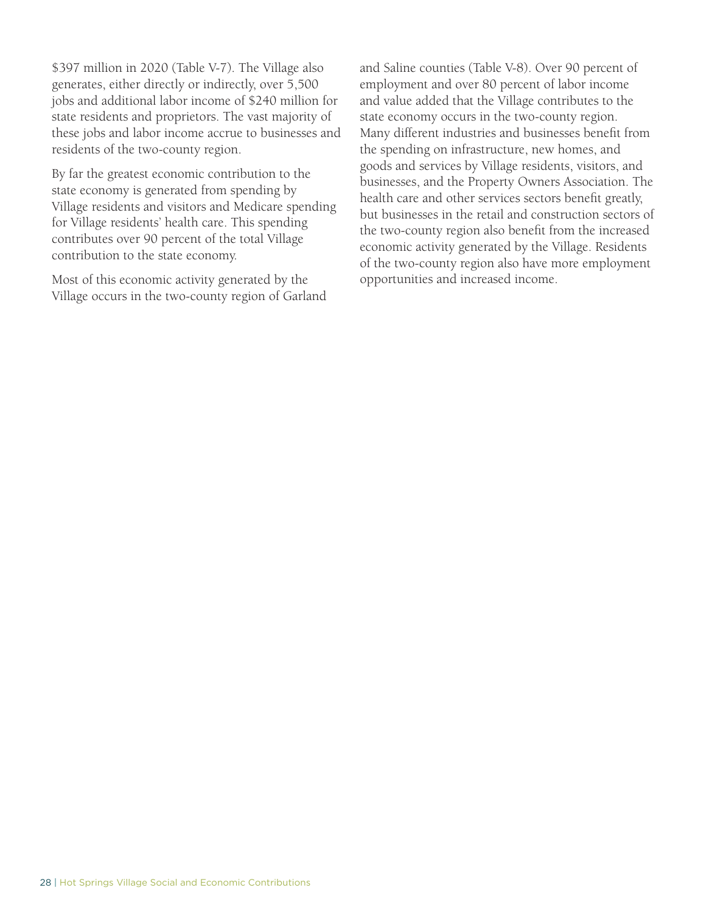$397 million in 2020 (Table V-7). The Village also generates, either directly or indirectly, over 5,500 jobs and additional labor income of $240 million for state residents and proprietors. The vast majority of these jobs and labor income accrue to businesses and residents of the two-county region.

By far the greatest economic contribution to the state economy is generated from spending by Village residents and visitors and Medicare spending for Village residents' health care. This spending contributes over 90 percent of the total Village contribution to the state economy.

Most of this economic activity generated by the Village occurs in the two-county region of Garland and Saline counties (Table V-8). Over 90 percent of employment and over 80 percent of labor income and value added that the Village contributes to the state economy occurs in the two-county region. Many different industries and businesses benefit from the spending on infrastructure, new homes, and goods and services by Village residents, visitors, and businesses, and the Property Owners Association. The health care and other services sectors benefit greatly, but businesses in the retail and construction sectors of the two-county region also benefit from the increased economic activity generated by the Village. Residents of the two-county region also have more employment opportunities and increased income.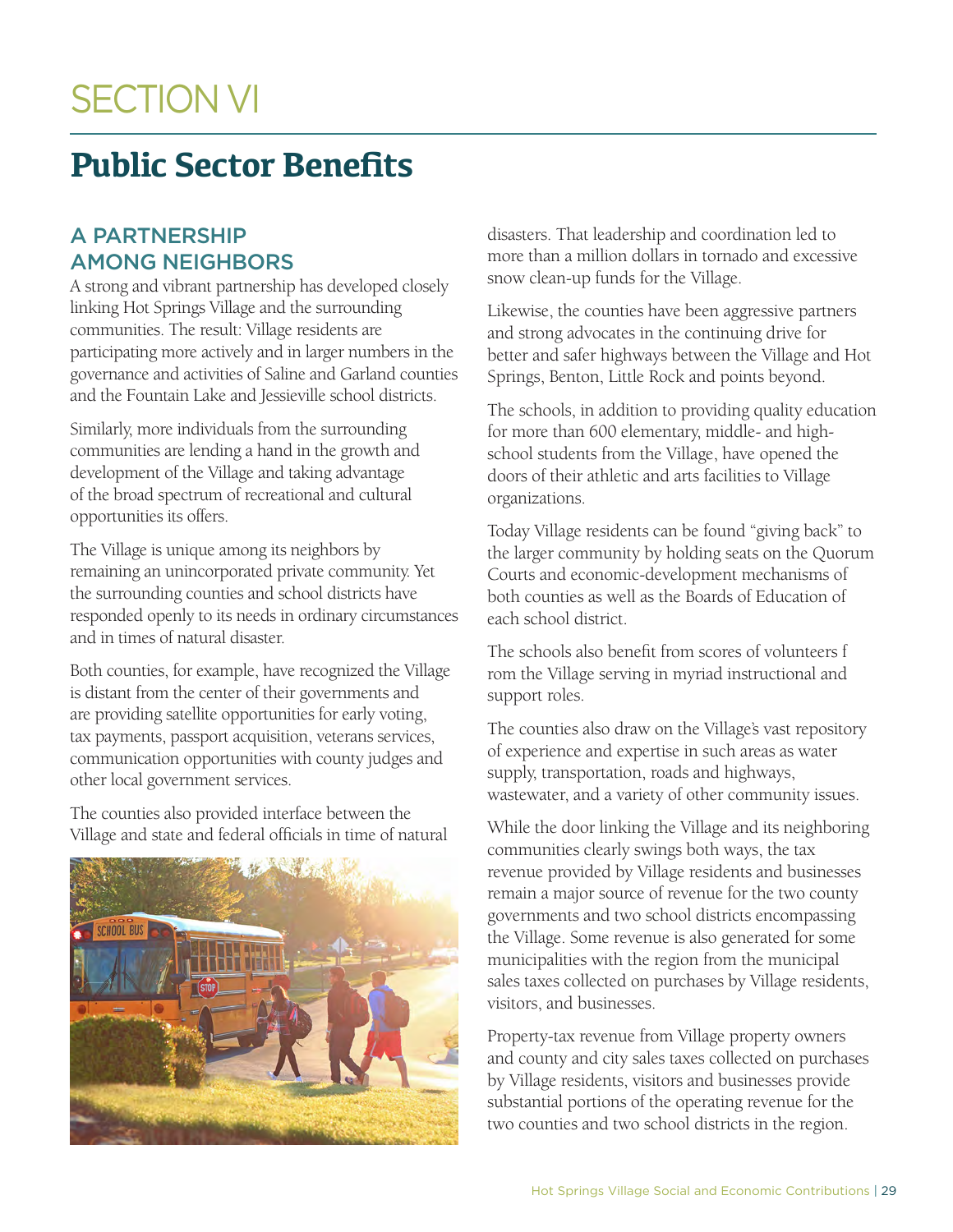# SECTION VI

## Public Sector Benefits

### A PARTNERSHIP AMONG NEIGHBORS

A strong and vibrant partnership has developed closely linking Hot Springs Village and the surrounding communities. The result: Village residents are participating more actively and in larger numbers in the governance and activities of Saline and Garland counties and the Fountain Lake and Jessieville school districts.

Similarly, more individuals from the surrounding communities are lending a hand in the growth and development of the Village and taking advantage of the broad spectrum of recreational and cultural opportunities its offers.

The Village is unique among its neighbors by remaining an unincorporated private community. Yet the surrounding counties and school districts have responded openly to its needs in ordinary circumstances and in times of natural disaster.

Both counties, for example, have recognized the Village is distant from the center of their governments and are providing satellite opportunities for early voting, tax payments, passport acquisition, veterans services, communication opportunities with county judges and other local government services.

The counties also provided interface between the Village and state and federal officials in time of natural disasters. That leadership and coordination led to more than a million dollars in tornado and excessive snow clean-up funds for the Village.

Likewise, the counties have been aggressive partners and strong advocates in the continuing drive for better and safer highways between the Village and Hot Springs, Benton, Little Rock and points beyond.

The schools, in addition to providing quality education for more than 600 elementary, middle- and high-school students from the Village, have opened the doors of their athletic and arts facilities to Village organizations.

Today Village residents can be found "giving back" to the larger community by holding seats on the Quorum Courts and economic-development mechanisms of both counties as well as the Boards of Education of each school district.

The schools also benefit from scores of volunteers f rom the Village serving in myriad instructional and support roles.

The counties also draw on the Village's vast repository of experience and expertise in such areas as water supply, transportation, roads and highways, wastewater, and a variety of other community issues.

While the door linking the Village and its neighboring communities clearly swings both ways, the tax revenue provided by Village residents and businesses remain a major source of revenue for the two county governments and two school districts encompassing the Village. Some revenue is also generated for some municipalities with the region from the municipal sales taxes collected on purchases by Village residents, visitors, and businesses.

Property-tax revenue from Village property owners and county and city sales taxes collected on purchases by Village residents, visitors and businesses provide substantial portions of the operating revenue for the two counties and two school districts in the region.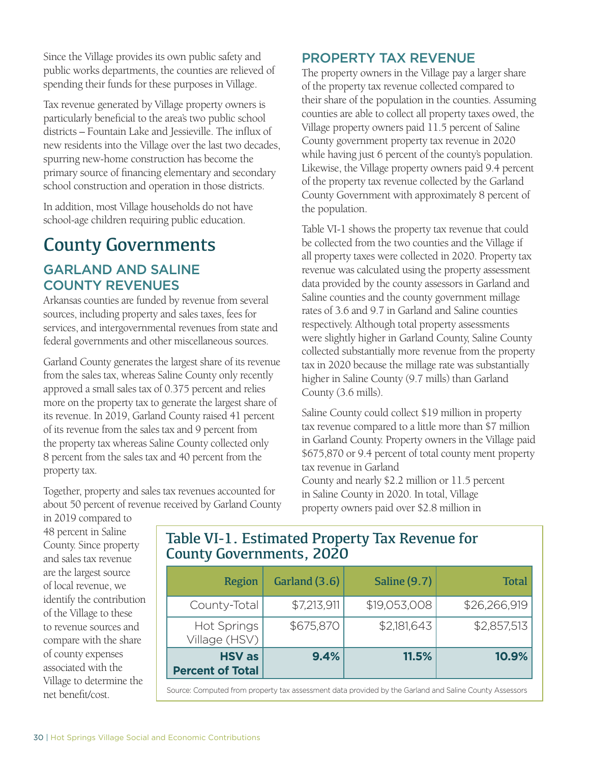Since the Village provides its own public safety and public works departments, the counties are relieved of spending their funds for these purposes in Village.

Tax revenue generated by Village property owners is particularly beneficial to the area's two public school districts – Fountain Lake and Jessieville. The influx of new residents into the Village over the last two decades, spurring new-home construction has become the primary source of financing elementary and secondary school construction and operation in those districts.

In addition, most Village households do not have school-age children requiring public education.

# County Governments

## GARLAND AND SALINE COUNTY REVENUES

Arkansas counties are funded by revenue from several sources, including property and sales taxes, fees for services, and intergovernmental revenues from state and federal governments and other miscellaneous sources.

Garland County generates the largest share of its revenue from the sales tax, whereas Saline County only recently approved a small sales tax of 0.375 percent and relies more on the property tax to generate the largest share of its revenue. In 2019, Garland County raised 41 percent of its revenue from the sales tax and 9 percent from the property tax whereas Saline County collected only 8 percent from the sales tax and 40 percent from the property tax.

Together, property and sales tax revenues accounted for about 50 percent of revenue received by Garland County in 2019 compared to 48 percent in Saline County. Since property and sales tax revenue are the largest source of local revenue, we identify the contribution of the Village to these to revenue sources and compare with the share of county expenses associated with the Village to determine the net benefit/cost.

## PROPERTY TAX REVENUE

The property owners in the Village pay a larger share of the property tax revenue collected compared to their share of the population in the counties. Assuming counties are able to collect all property taxes owed, the Village property owners paid 11.5 percent of Saline County government property tax revenue in 2020 while having just 6 percent of the county's population. Likewise, the Village property owners paid 9.4 percent of the property tax revenue collected by the Garland County Government with approximately 8 percent of the population.

Table VI-1 shows the property tax revenue that could be collected from the two counties and the Village if all property taxes were collected in 2020. Property tax revenue was calculated using the property assessment data provided by the county assessors in Garland and Saline counties and the county government millage rates of 3.6 and 9.7 in Garland and Saline counties respectively. Although total property assessments were slightly higher in Garland County, Saline County collected substantially more revenue from the property tax in 2020 because the millage rate was substantially higher in Saline County (9.7 mills) than Garland County (3.6 mills).

Saline County could collect $19 million in property tax revenue compared to a little more than $7 million in Garland County. Property owners in the Village paid $675,870 or 9.4 percent of total county ment property tax revenue in Garland County and nearly $2.2 million or 11.5 percent in Saline County in 2020. In total, Village property owners paid over $2.8 million in

### Table VI-1. Estimated Property Tax Revenue for County Governments, 2020

| Region | Garland (3.6) | Saline (9.7) | Total |
|---|---|---|---|
| County-Total | $7,213,911 | $19,053,008 | $26,266,919 |
| Hot Springs Village (HSV) | $675,870 | $2,181,643 | $2,857,513 |
| **HSV as Percent of Total** | **9.4%** | **11.5%** | **10.9%** |

Source: Computed from property tax assessment data provided by the Garland and Saline County Assessors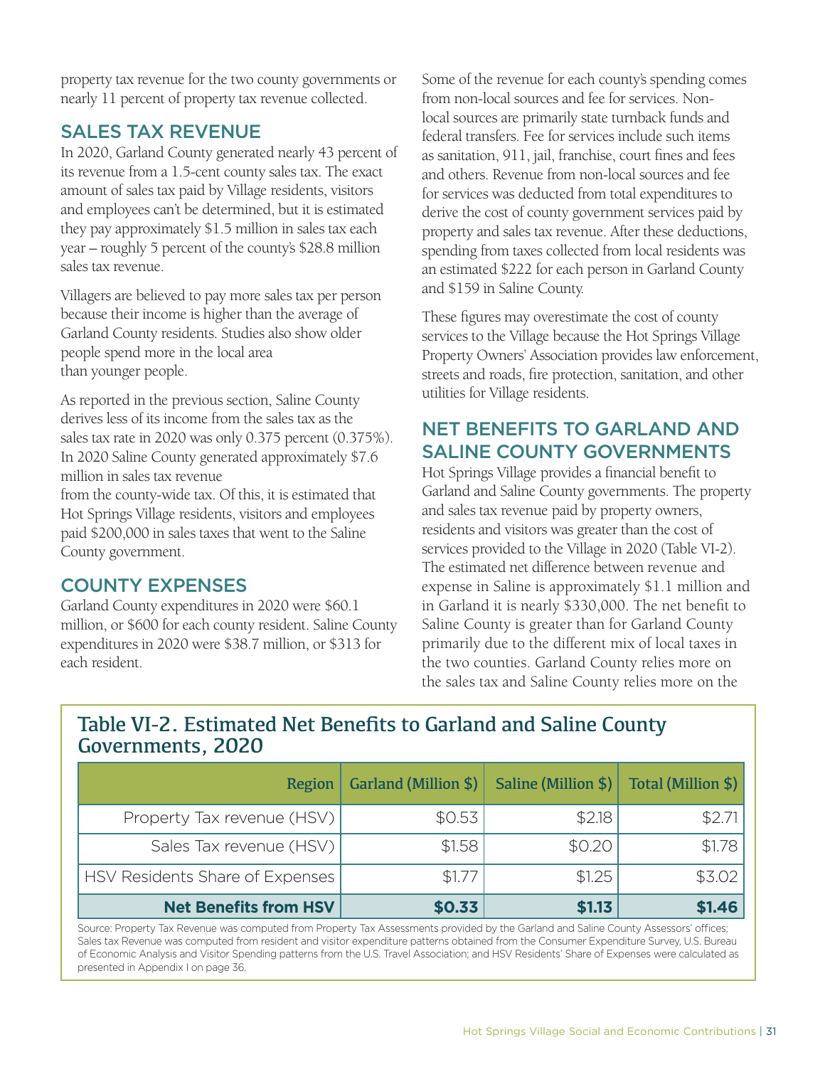property tax revenue for the two county governments or nearly 11 percent of property tax revenue collected.

## SALES TAX REVENUE

In 2020, Garland County generated nearly 43 percent of its revenue from a 1.5-cent county sales tax. The exact amount of sales tax paid by Village residents, visitors and employees can't be determined, but it is estimated they pay approximately $1.5 million in sales tax each year – roughly 5 percent of the county's $28.8 million sales tax revenue.

Villagers are believed to pay more sales tax per person because their income is higher than the average of Garland County residents. Studies also show older people spend more in the local area than younger people.

As reported in the previous section, Saline County derives less of its income from the sales tax as the sales tax rate in 2020 was only 0.375 percent (0.375%). In 2020 Saline County generated approximately $7.6 million in sales tax revenue from the county-wide tax. Of this, it is estimated that Hot Springs Village residents, visitors and employees paid $200,000 in sales taxes that went to the Saline County government.

## COUNTY EXPENSES

Garland County expenditures in 2020 were $60.1 million, or $600 for each county resident. Saline County expenditures in 2020 were $38.7 million, or $313 for each resident.

Some of the revenue for each county's spending comes from non-local sources and fee for services. Non-local sources are primarily state turnback funds and federal transfers. Fee for services include such items as sanitation, 911, jail, franchise, court fines and fees and others. Revenue from non-local sources and fee for services was deducted from total expenditures to derive the cost of county government services paid by property and sales tax revenue. After these deductions, spending from taxes collected from local residents was an estimated $222 for each person in Garland County and $159 in Saline County.

These figures may overestimate the cost of county services to the Village because the Hot Springs Village Property Owners' Association provides law enforcement, streets and roads, fire protection, sanitation, and other utilities for Village residents.

## NET BENEFITS TO GARLAND AND SALINE COUNTY GOVERNMENTS

Hot Springs Village provides a financial benefit to Garland and Saline County governments. The property and sales tax revenue paid by property owners, residents and visitors was greater than the cost of services provided to the Village in 2020 (Table VI-2). The estimated net difference between revenue and expense in Saline is approximately $1.1 million and in Garland it is nearly $330,000. The net benefit to Saline County is greater than for Garland County primarily due to the different mix of local taxes in the two counties. Garland County relies more on the sales tax and Saline County relies more on the

### Table VI-2. Estimated Net Benefits to Garland and Saline County Governments, 2020

| Region | Garland (Million $) | Saline (Million $) | Total (Million $) |
|---|---|---|---|
| Property Tax revenue (HSV) | $0.53 | $2.18 | $2.71 |
| Sales Tax revenue (HSV) | $1.58 | $0.20 | $1.78 |
| HSV Residents Share of Expenses | $1.77 | $1.25 | $3.02 |
| **Net Benefits from HSV** | **$0.33** | **$1.13** | **$1.46** |

Source: Property Tax Revenue was computed from Property Tax Assessments provided by the Garland and Saline County Assessors' offices; Sales tax Revenue was computed from resident and visitor expenditure patterns obtained from the Consumer Expenditure Survey, U.S. Bureau of Economic Analysis and Visitor Spending patterns from the U.S. Travel Association; and HSV Residents' Share of Expenses were calculated as presented in Appendix I on page 36.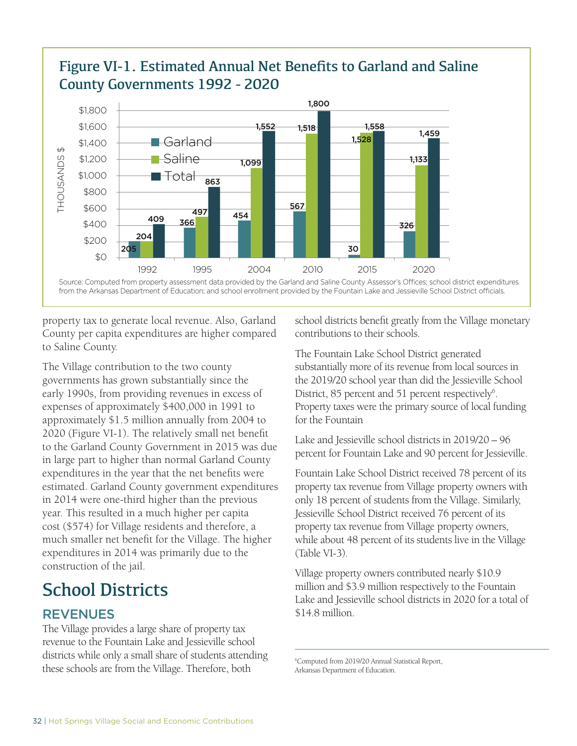## Figure VI-1. Estimated Annual Net Benefits to Garland and Saline County Governments 1992 - 2020

| Year | Garland | Saline | Total |
|---|---|---|---|
| 1992 | 205 | 204 | 409 |
| 1995 | 366 | 497 | 863 |
| 2004 | 454 | 1,099 | 1,552 |
| 2010 | 567 | 1,518 | 1,800 |
| 2015 | 30 | 1,528 | 1,558 |
| 2020 | 326 | 1,133 | 1,459 |

(THOUSANDS $)

Source: Computed from property assessment data provided by the Garland and Saline County Assessor's Offices; school district expenditures from the Arkansas Department of Education; and school enrollment provided by the Fountain Lake and Jessieville School District officials.

property tax to generate local revenue. Also, Garland County per capita expenditures are higher compared to Saline County.

The Village contribution to the two county governments has grown substantially since the early 1990s, from providing revenues in excess of expenses of approximately $400,000 in 1991 to approximately $1.5 million annually from 2004 to 2020 (Figure VI-1). The relatively small net benefit to the Garland County Government in 2015 was due in large part to higher than normal Garland County expenditures in the year that the net benefits were estimated. Garland County government expenditures in 2014 were one-third higher than the previous year. This resulted in a much higher per capita cost ($574) for Village residents and therefore, a much smaller net benefit for the Village. The higher expenditures in 2014 was primarily due to the construction of the jail.

# School Districts

## REVENUES

The Village provides a large share of property tax revenue to the Fountain Lake and Jessieville school districts while only a small share of students attending these schools are from the Village. Therefore, both school districts benefit greatly from the Village monetary contributions to their schools.

The Fountain Lake School District generated substantially more of its revenue from local sources in the 2019/20 school year than did the Jessieville School District, 85 percent and 51 percent respectively[6]. Property taxes were the primary source of local funding for the Fountain

Lake and Jessieville school districts in 2019/20 – 96 percent for Fountain Lake and 90 percent for Jessieville.

Fountain Lake School District received 78 percent of its property tax revenue from Village property owners with only 18 percent of students from the Village. Similarly, Jessieville School District received 76 percent of its property tax revenue from Village property owners, while about 48 percent of its students live in the Village (Table VI-3).

Village property owners contributed nearly $10.9 million and $3.9 million respectively to the Fountain Lake and Jessieville school districts in 2020 for a total of $14.8 million.

---

[6]Computed from 2019/20 Annual Statistical Report, Arkansas Department of Education.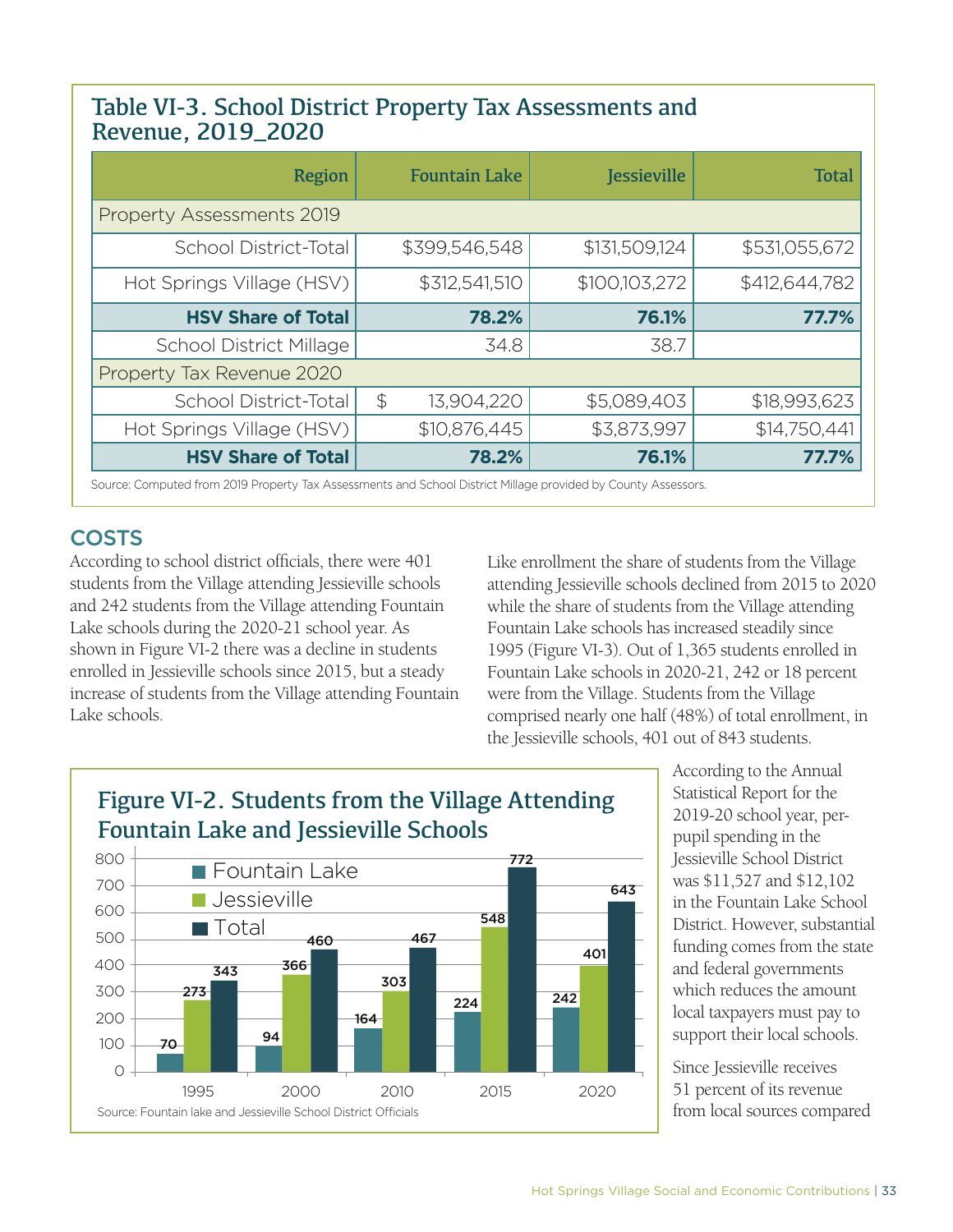## Table VI-3. School District Property Tax Assessments and Revenue, 2019_2020

| Region | Fountain Lake | Jessieville | Total |
|---|---|---|---|
| Property Assessments 2019 | | | |
| School District-Total | $399,546,548 | $131,509,124 | $531,055,672 |
| Hot Springs Village (HSV) | $312,541,510 | $100,103,272 | $412,644,782 |
| **HSV Share of Total** | **78.2%** | **76.1%** | **77.7%** |
| School District Millage | 34.8 | 38.7 | |
| Property Tax Revenue 2020 | | | |
| School District-Total | $ 13,904,220 | $5,089,403 | $18,993,623 |
| Hot Springs Village (HSV) | $10,876,445 | $3,873,997 | $14,750,441 |
| **HSV Share of Total** | **78.2%** | **76.1%** | **77.7%** |

Source: Computed from 2019 Property Tax Assessments and School District Millage provided by County Assessors.

## COSTS

According to school district officials, there were 401 students from the Village attending Jessieville schools and 242 students from the Village attending Fountain Lake schools during the 2020-21 school year. As shown in Figure VI-2 there was a decline in students enrolled in Jessieville schools since 2015, but a steady increase of students from the Village attending Fountain Lake schools.

Like enrollment the share of students from the Village attending Jessieville schools declined from 2015 to 2020 while the share of students from the Village attending Fountain Lake schools has increased steadily since 1995 (Figure VI-3). Out of 1,365 students enrolled in Fountain Lake schools in 2020-21, 242 or 18 percent were from the Village. Students from the Village comprised nearly one half (48%) of total enrollment, in the Jessieville schools, 401 out of 843 students.

## Figure VI-2. Students from the Village Attending Fountain Lake and Jessieville Schools

| Year | Fountain Lake | Jessieville | Total |
|---|---|---|---|
| 1995 | 70 | 273 | 343 |
| 2000 | 94 | 366 | 460 |
| 2010 | 164 | 303 | 467 |
| 2015 | 224 | 548 | 772 |
| 2020 | 242 | 401 | 643 |

Source: Fountain lake and Jessieville School District Officials

According to the Annual Statistical Report for the 2019-20 school year, per-pupil spending in the Jessieville School District was $11,527 and $12,102 in the Fountain Lake School District. However, substantial funding comes from the state and federal governments which reduces the amount local taxpayers must pay to support their local schools.

Since Jessieville receives 51 percent of its revenue from local sources compared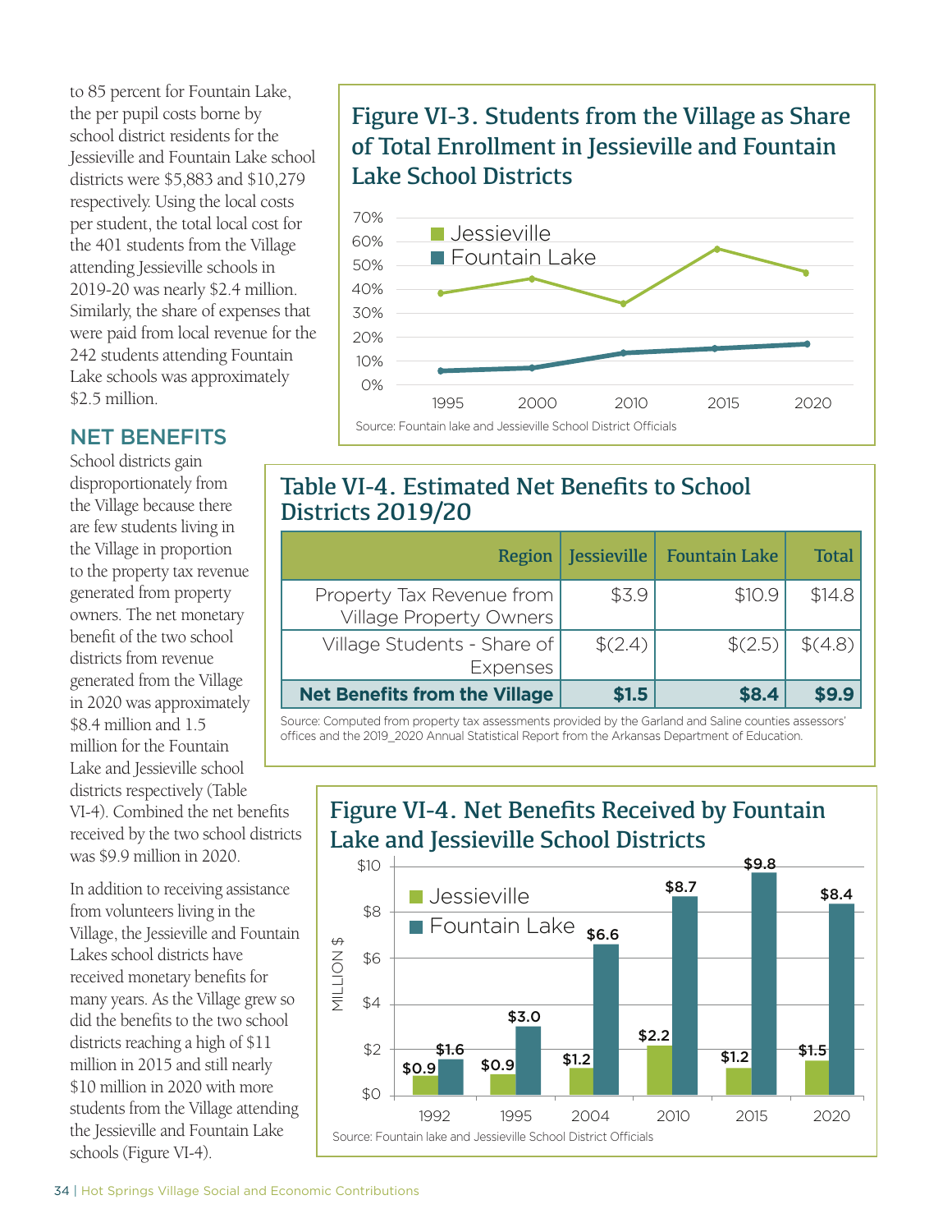to 85 percent for Fountain Lake, the per pupil costs borne by school district residents for the Jessieville and Fountain Lake school districts were $5,883 and $10,279 respectively. Using the local costs per student, the total local cost for the 401 students from the Village attending Jessieville schools in 2019-20 was nearly $2.4 million. Similarly, the share of expenses that were paid from local revenue for the 242 students attending Fountain Lake schools was approximately $2.5 million.

## NET BENEFITS

School districts gain disproportionately from the Village because there are few students living in the Village in proportion to the property tax revenue generated from property owners. The net monetary benefit of the two school districts from revenue generated from the Village in 2020 was approximately $8.4 million and 1.5 million for the Fountain Lake and Jessieville school districts respectively (Table VI-4). Combined the net benefits received by the two school districts was $9.9 million in 2020.

In addition to receiving assistance from volunteers living in the Village, the Jessieville and Fountain Lakes school districts have received monetary benefits for many years. As the Village grew so did the benefits to the two school districts reaching a high of $11 million in 2015 and still nearly $10 million in 2020 with more students from the Village attending the Jessieville and Fountain Lake schools (Figure VI-4).

### Figure VI-3. Students from the Village as Share of Total Enrollment in Jessieville and Fountain Lake School Districts

Source: Fountain lake and Jessieville School District Officials

### Table VI-4. Estimated Net Benefits to School Districts 2019/20

| Region | Jessieville | Fountain Lake | Total |
|---|---|---|---|
| Property Tax Revenue from Village Property Owners | $3.9 | $10.9 | $14.8 |
| Village Students - Share of Expenses | $(2.4) | $(2.5) | $(4.8) |
| **Net Benefits from the Village** | **$1.5** | **$8.4** | **$9.9** |

Source: Computed from property tax assessments provided by the Garland and Saline counties assessors' offices and the 2019_2020 Annual Statistical Report from the Arkansas Department of Education.

### Figure VI-4. Net Benefits Received by Fountain Lake and Jessieville School Districts

| Year | Jessieville (Million $) | Fountain Lake (Million $) |
|---|---|---|
| 1992 | $0.9 | $1.6 |
| 1995 | $0.9 | $3.0 |
| 2004 | $1.2 | $6.6 |
| 2010 | $2.2 | $8.7 |
| 2015 | $1.2 | $9.8 |
| 2020 | $1.5 | $8.4 |

Source: Fountain lake and Jessieville School District Officials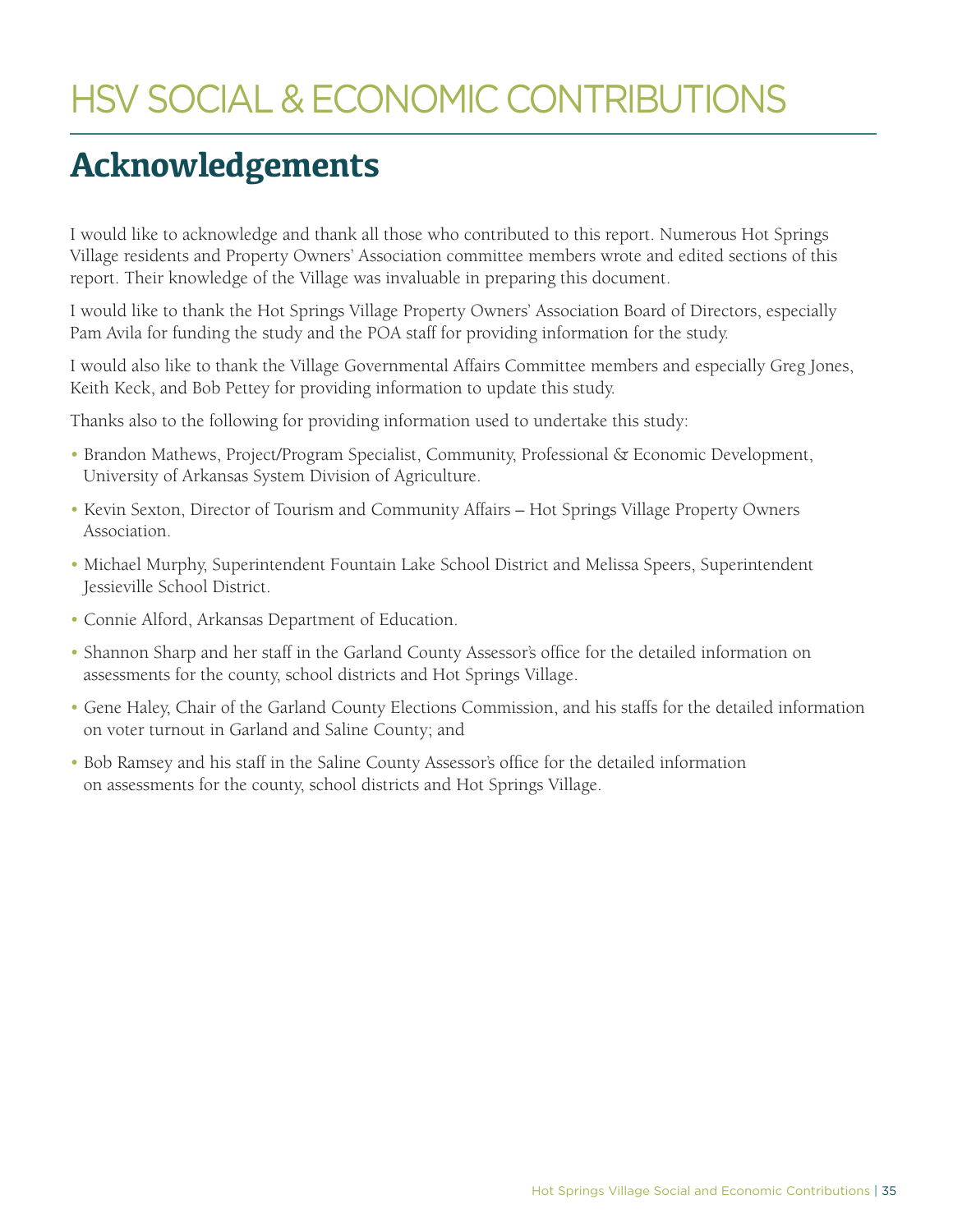# HSV SOCIAL & ECONOMIC CONTRIBUTIONS

## Acknowledgements

I would like to acknowledge and thank all those who contributed to this report. Numerous Hot Springs Village residents and Property Owners' Association committee members wrote and edited sections of this report. Their knowledge of the Village was invaluable in preparing this document.

I would like to thank the Hot Springs Village Property Owners' Association Board of Directors, especially Pam Avila for funding the study and the POA staff for providing information for the study.

I would also like to thank the Village Governmental Affairs Committee members and especially Greg Jones, Keith Keck, and Bob Pettey for providing information to update this study.

Thanks also to the following for providing information used to undertake this study:

- Brandon Mathews, Project/Program Specialist, Community, Professional & Economic Development, University of Arkansas System Division of Agriculture.
- Kevin Sexton, Director of Tourism and Community Affairs – Hot Springs Village Property Owners Association.
- Michael Murphy, Superintendent Fountain Lake School District and Melissa Speers, Superintendent Jessieville School District.
- Connie Alford, Arkansas Department of Education.
- Shannon Sharp and her staff in the Garland County Assessor's office for the detailed information on assessments for the county, school districts and Hot Springs Village.
- Gene Haley, Chair of the Garland County Elections Commission, and his staffs for the detailed information on voter turnout in Garland and Saline County; and
- Bob Ramsey and his staff in the Saline County Assessor's office for the detailed information on assessments for the county, school districts and Hot Springs Village.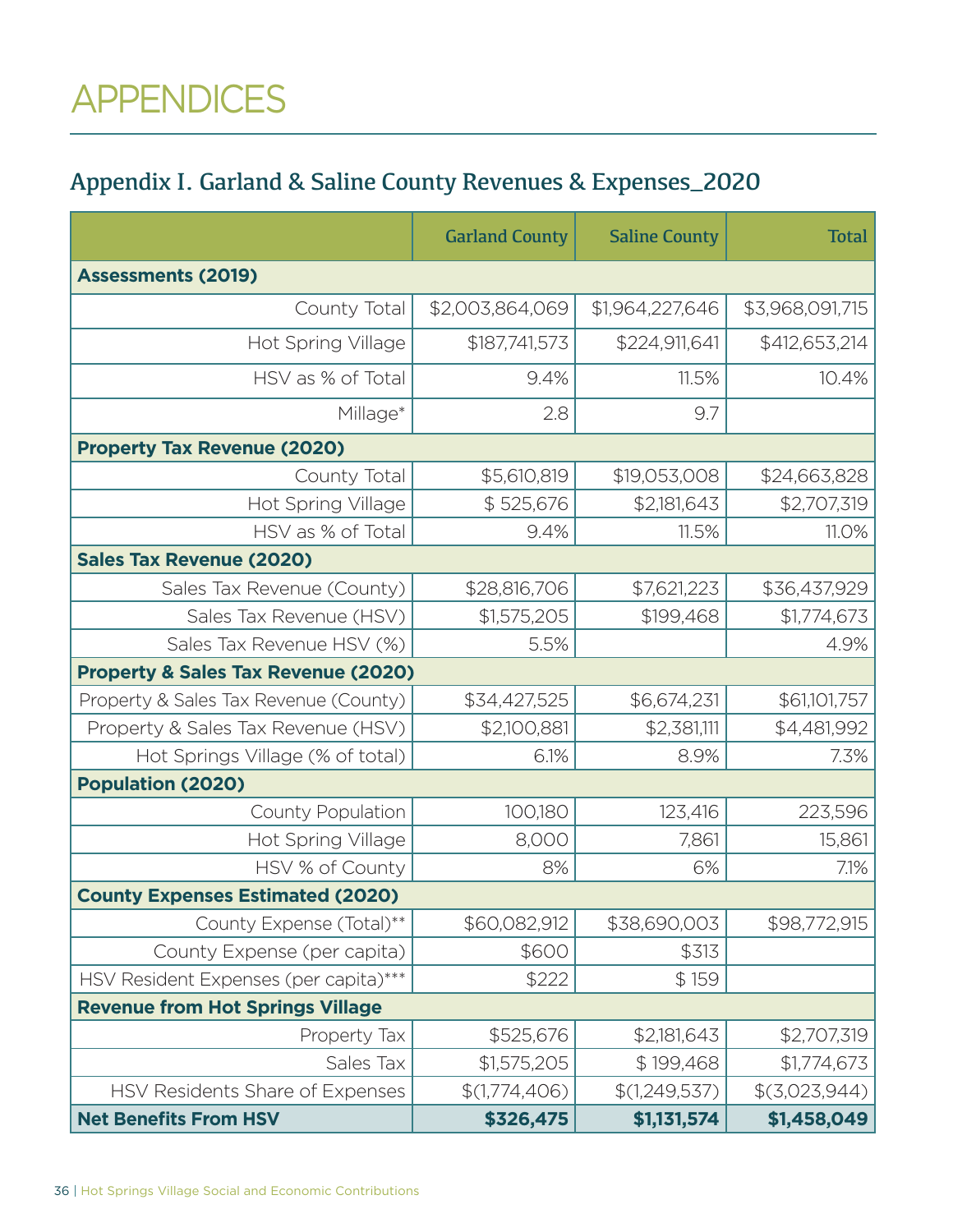# APPENDICES

## Appendix I. Garland & Saline County Revenues & Expenses_2020

| | Garland County | Saline County | Total |
|---|---|---|---|
| **Assessments (2019)** | | | |
| County Total | $2,003,864,069 | $1,964,227,646 | $3,968,091,715 |
| Hot Spring Village | $187,741,573 | $224,911,641 | $412,653,214 |
| HSV as % of Total | 9.4% | 11.5% | 10.4% |
| Millage* | 2.8 | 9.7 | |
| **Property Tax Revenue (2020)** | | | |
| County Total | $5,610,819 | $19,053,008 | $24,663,828 |
| Hot Spring Village | $ 525,676 | $2,181,643 | $2,707,319 |
| HSV as % of Total | 9.4% | 11.5% | 11.0% |
| **Sales Tax Revenue (2020)** | | | |
| Sales Tax Revenue (County) | $28,816,706 | $7,621,223 | $36,437,929 |
| Sales Tax Revenue (HSV) | $1,575,205 | $199,468 | $1,774,673 |
| Sales Tax Revenue HSV (%) | 5.5% | | 4.9% |
| **Property & Sales Tax Revenue (2020)** | | | |
| Property & Sales Tax Revenue (County) | $34,427,525 | $6,674,231 | $61,101,757 |
| Property & Sales Tax Revenue (HSV) | $2,100,881 | $2,381,111 | $4,481,992 |
| Hot Springs Village (% of total) | 6.1% | 8.9% | 7.3% |
| **Population (2020)** | | | |
| County Population | 100,180 | 123,416 | 223,596 |
| Hot Spring Village | 8,000 | 7,861 | 15,861 |
| HSV % of County | 8% | 6% | 7.1% |
| **County Expenses Estimated (2020)** | | | |
| County Expense (Total)** | $60,082,912 | $38,690,003 | $98,772,915 |
| County Expense (per capita) | $600 | $313 | |
| HSV Resident Expenses (per capita)*** | $222 | $ 159 | |
| **Revenue from Hot Springs Village** | | | |
| Property Tax | $525,676 | $2,181,643 | $2,707,319 |
| Sales Tax | $1,575,205 | $ 199,468 | $1,774,673 |
| HSV Residents Share of Expenses | $(1,774,406) | $(1,249,537) | $(3,023,944) |
| **Net Benefits From HSV** | **$326,475** | **$1,131,574** | **$1,458,049** |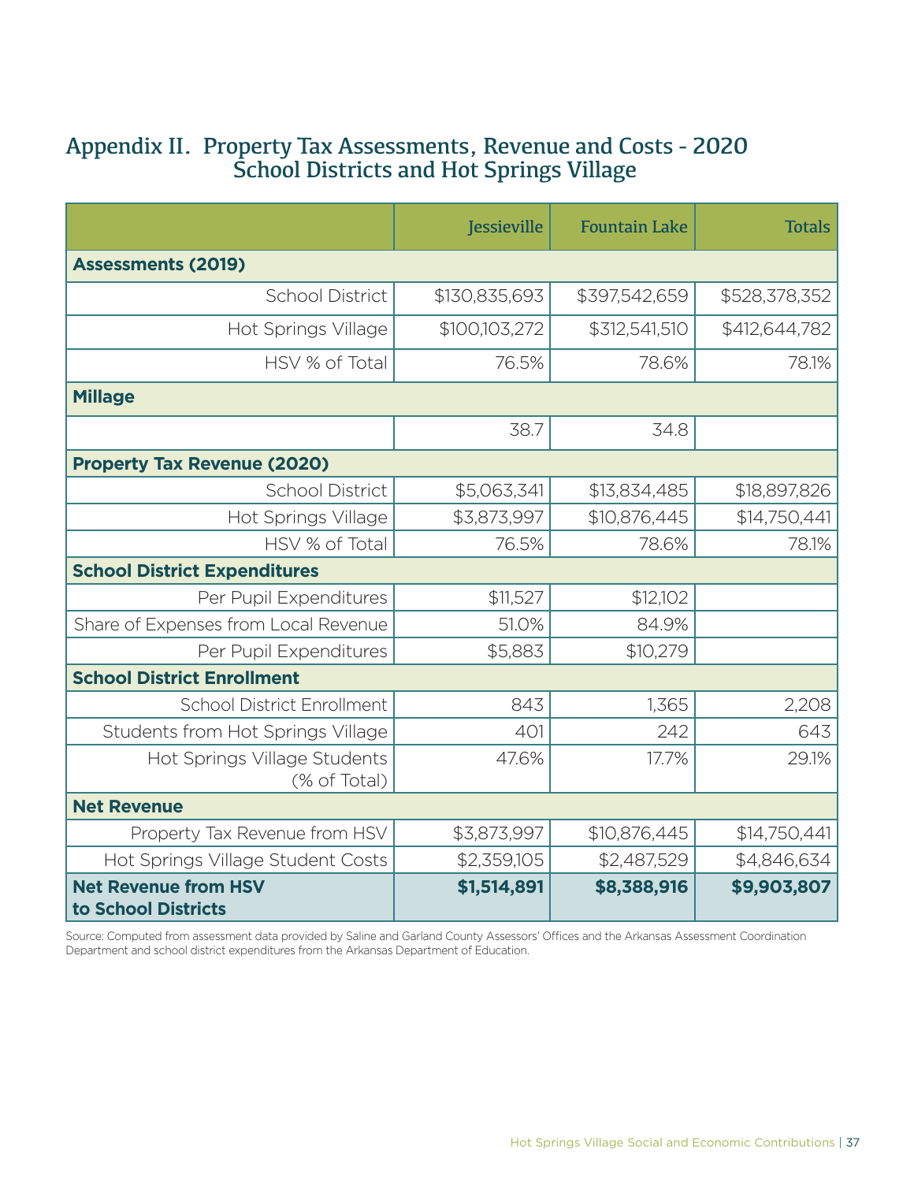## Appendix II. Property Tax Assessments, Revenue and Costs - 2020 School Districts and Hot Springs Village

| | Jessieville | Fountain Lake | Totals |
|---|---|---|---|
| **Assessments (2019)** | | | |
| School District | $130,835,693 | $397,542,659 | $528,378,352 |
| Hot Springs Village | $100,103,272 | $312,541,510 | $412,644,782 |
| HSV % of Total | 76.5% | 78.6% | 78.1% |
| **Millage** | | | |
| | 38.7 | 34.8 | |
| **Property Tax Revenue (2020)** | | | |
| School District | $5,063,341 | $13,834,485 | $18,897,826 |
| Hot Springs Village | $3,873,997 | $10,876,445 | $14,750,441 |
| HSV % of Total | 76.5% | 78.6% | 78.1% |
| **School District Expenditures** | | | |
| Per Pupil Expenditures | $11,527 | $12,102 | |
| Share of Expenses from Local Revenue | 51.0% | 84.9% | |
| Per Pupil Expenditures | $5,883 | $10,279 | |
| **School District Enrollment** | | | |
| School District Enrollment | 843 | 1,365 | 2,208 |
| Students from Hot Springs Village | 401 | 242 | 643 |
| Hot Springs Village Students (% of Total) | 47.6% | 17.7% | 29.1% |
| **Net Revenue** | | | |
| Property Tax Revenue from HSV | $3,873,997 | $10,876,445 | $14,750,441 |
| Hot Springs Village Student Costs | $2,359,105 | $2,487,529 | $4,846,634 |
| **Net Revenue from HSV to School Districts** | **$1,514,891** | **$8,388,916** | **$9,903,807** |

Source: Computed from assessment data provided by Saline and Garland County Assessors' Offices and the Arkansas Assessment Coordination Department and school district expenditures from the Arkansas Department of Education.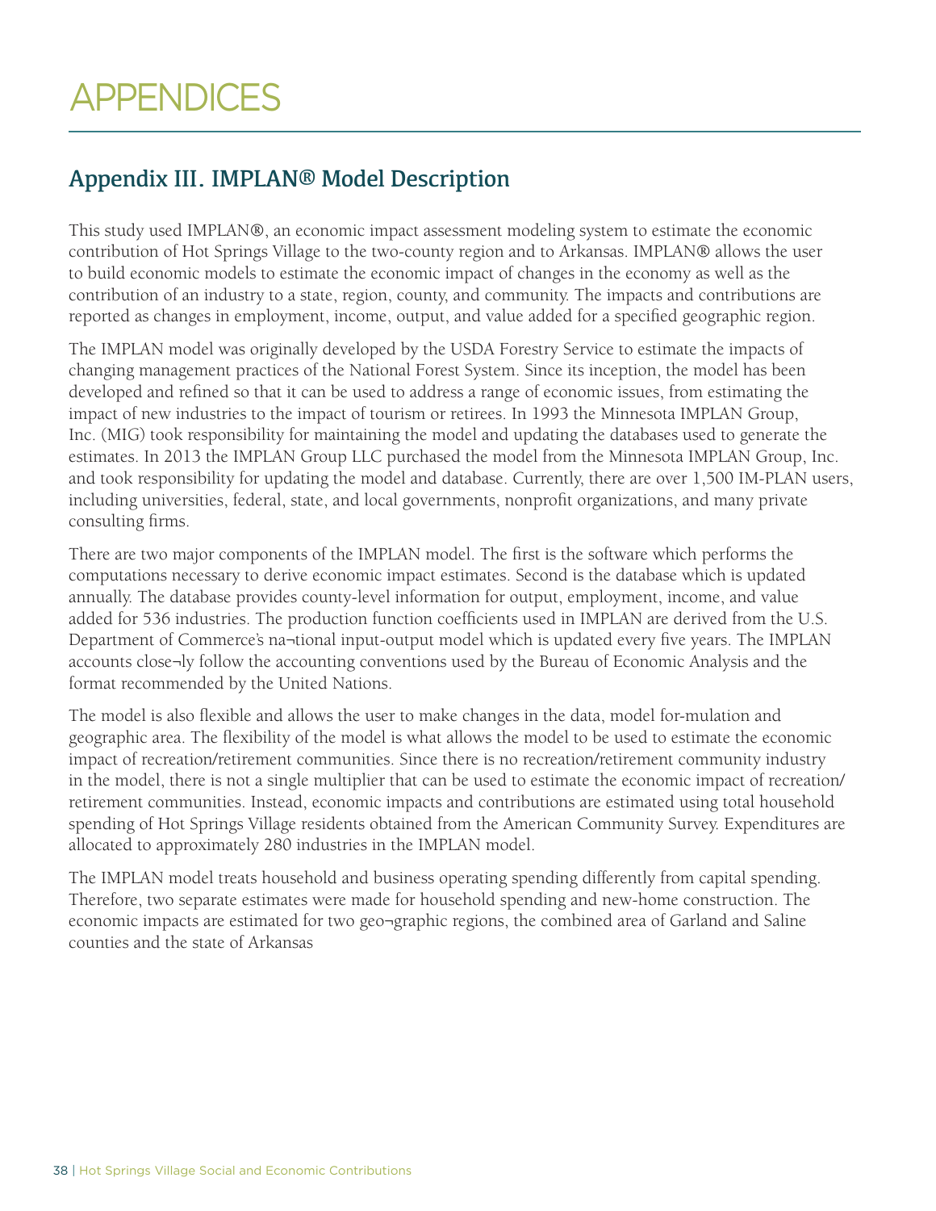# APPENDICES

## Appendix III. IMPLAN® Model Description

This study used IMPLAN®, an economic impact assessment modeling system to estimate the economic contribution of Hot Springs Village to the two-county region and to Arkansas. IMPLAN® allows the user to build economic models to estimate the economic impact of changes in the economy as well as the contribution of an industry to a state, region, county, and community. The impacts and contributions are reported as changes in employment, income, output, and value added for a specified geographic region.

The IMPLAN model was originally developed by the USDA Forestry Service to estimate the impacts of changing management practices of the National Forest System. Since its inception, the model has been developed and refined so that it can be used to address a range of economic issues, from estimating the impact of new industries to the impact of tourism or retirees. In 1993 the Minnesota IMPLAN Group, Inc. (MIG) took responsibility for maintaining the model and updating the databases used to generate the estimates. In 2013 the IMPLAN Group LLC purchased the model from the Minnesota IMPLAN Group, Inc. and took responsibility for updating the model and database. Currently, there are over 1,500 IM-PLAN users, including universities, federal, state, and local governments, nonprofit organizations, and many private consulting firms.

There are two major components of the IMPLAN model. The first is the software which performs the computations necessary to derive economic impact estimates. Second is the database which is updated annually. The database provides county-level information for output, employment, income, and value added for 536 industries. The production function coefficients used in IMPLAN are derived from the U.S. Department of Commerce's na¬tional input-output model which is updated every five years. The IMPLAN accounts close¬ly follow the accounting conventions used by the Bureau of Economic Analysis and the format recommended by the United Nations.

The model is also flexible and allows the user to make changes in the data, model for-mulation and geographic area. The flexibility of the model is what allows the model to be used to estimate the economic impact of recreation/retirement communities. Since there is no recreation/retirement community industry in the model, there is not a single multiplier that can be used to estimate the economic impact of recreation/ retirement communities. Instead, economic impacts and contributions are estimated using total household spending of Hot Springs Village residents obtained from the American Community Survey. Expenditures are allocated to approximately 280 industries in the IMPLAN model.

The IMPLAN model treats household and business operating spending differently from capital spending. Therefore, two separate estimates were made for household spending and new-home construction. The economic impacts are estimated for two geo¬graphic regions, the combined area of Garland and Saline counties and the state of Arkansas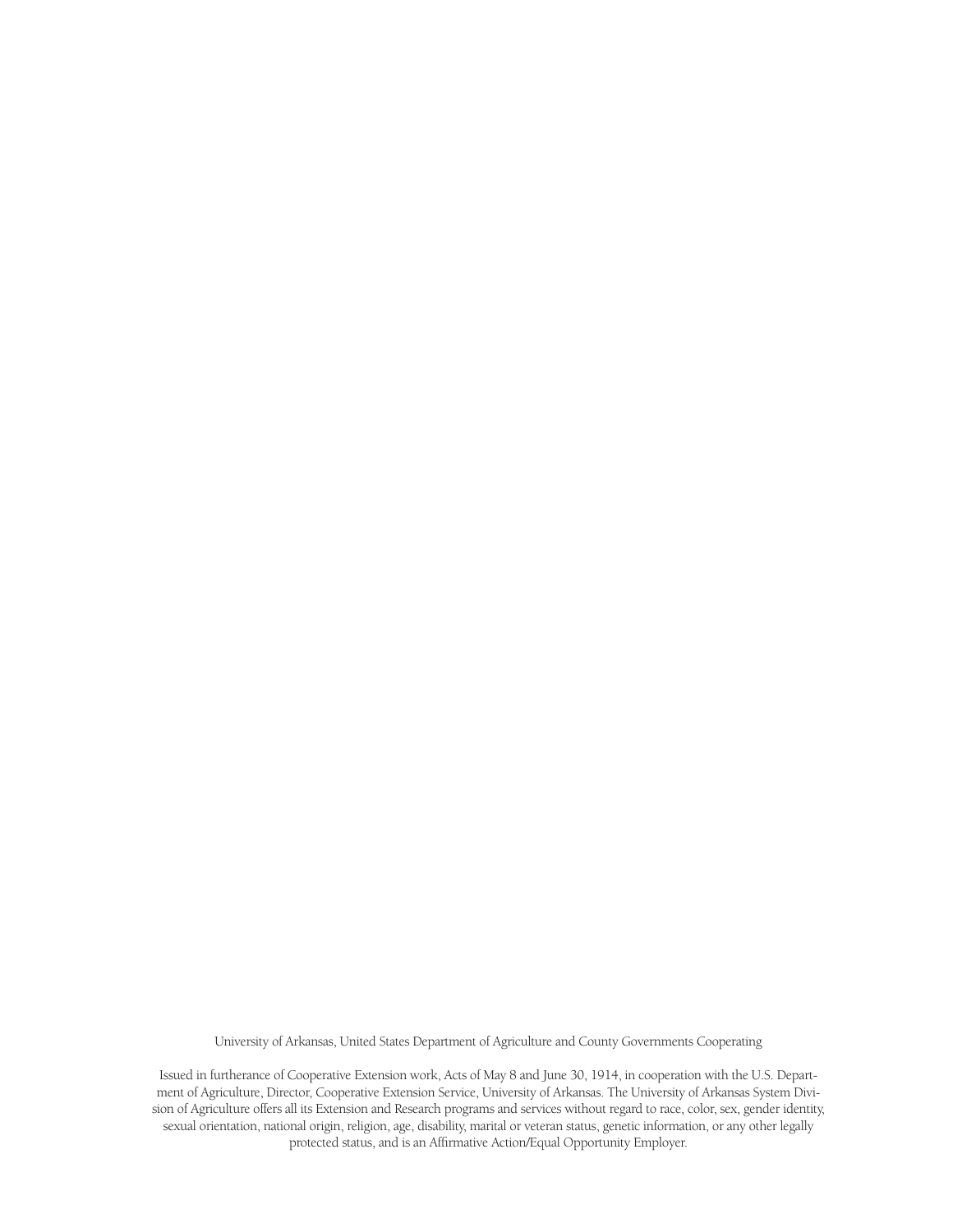University of Arkansas, United States Department of Agriculture and County Governments Cooperating

Issued in furtherance of Cooperative Extension work, Acts of May 8 and June 30, 1914, in cooperation with the U.S. Department of Agriculture, Director, Cooperative Extension Service, University of Arkansas. The University of Arkansas System Division of Agriculture offers all its Extension and Research programs and services without regard to race, color, sex, gender identity, sexual orientation, national origin, religion, age, disability, marital or veteran status, genetic information, or any other legally protected status, and is an Affirmative Action/Equal Opportunity Employer.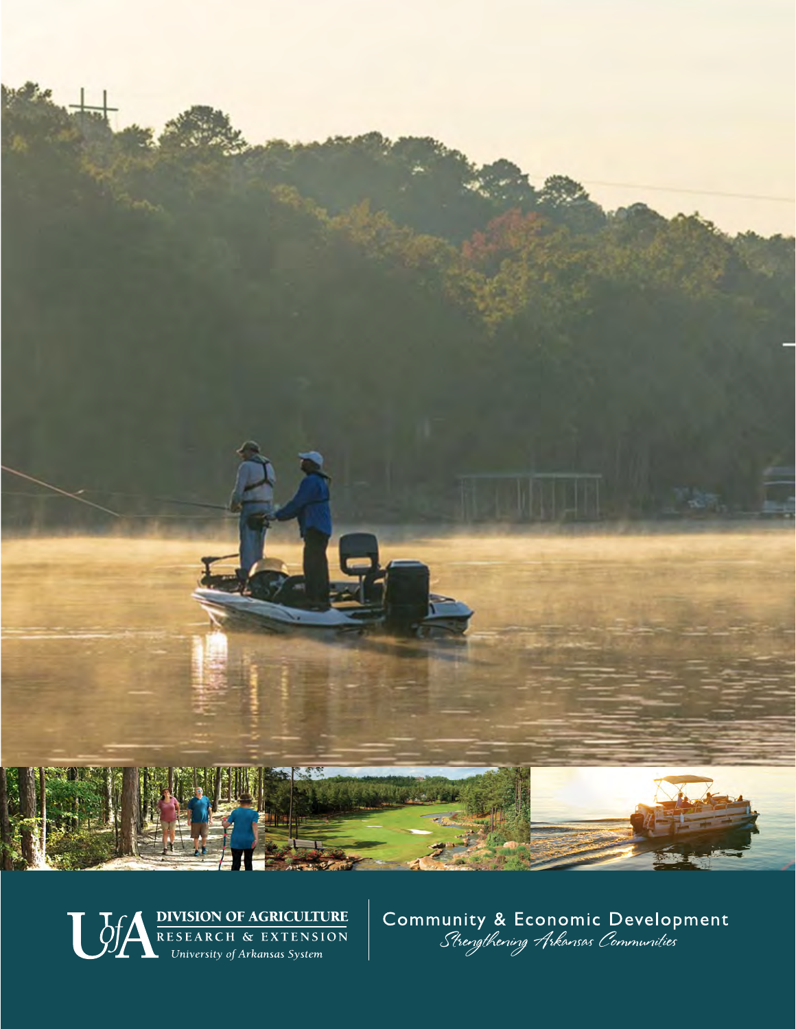DIVISION OF AGRICULTURE
RESEARCH & EXTENSION
*University of Arkansas System*

Community & Economic Development
*Strengthening Arkansas Communities*